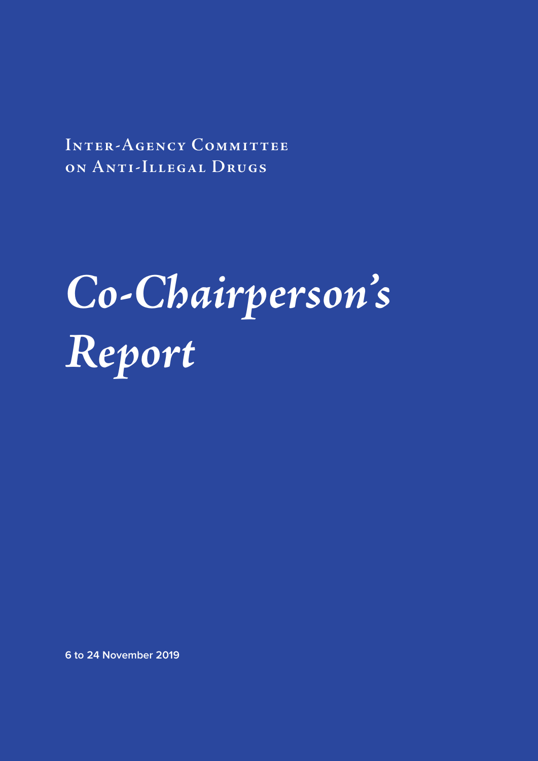Inter-Agency Committee on Anti-Illegal Drugs

# *Co-Chairperson's Report*

**6 to 24 November 2019**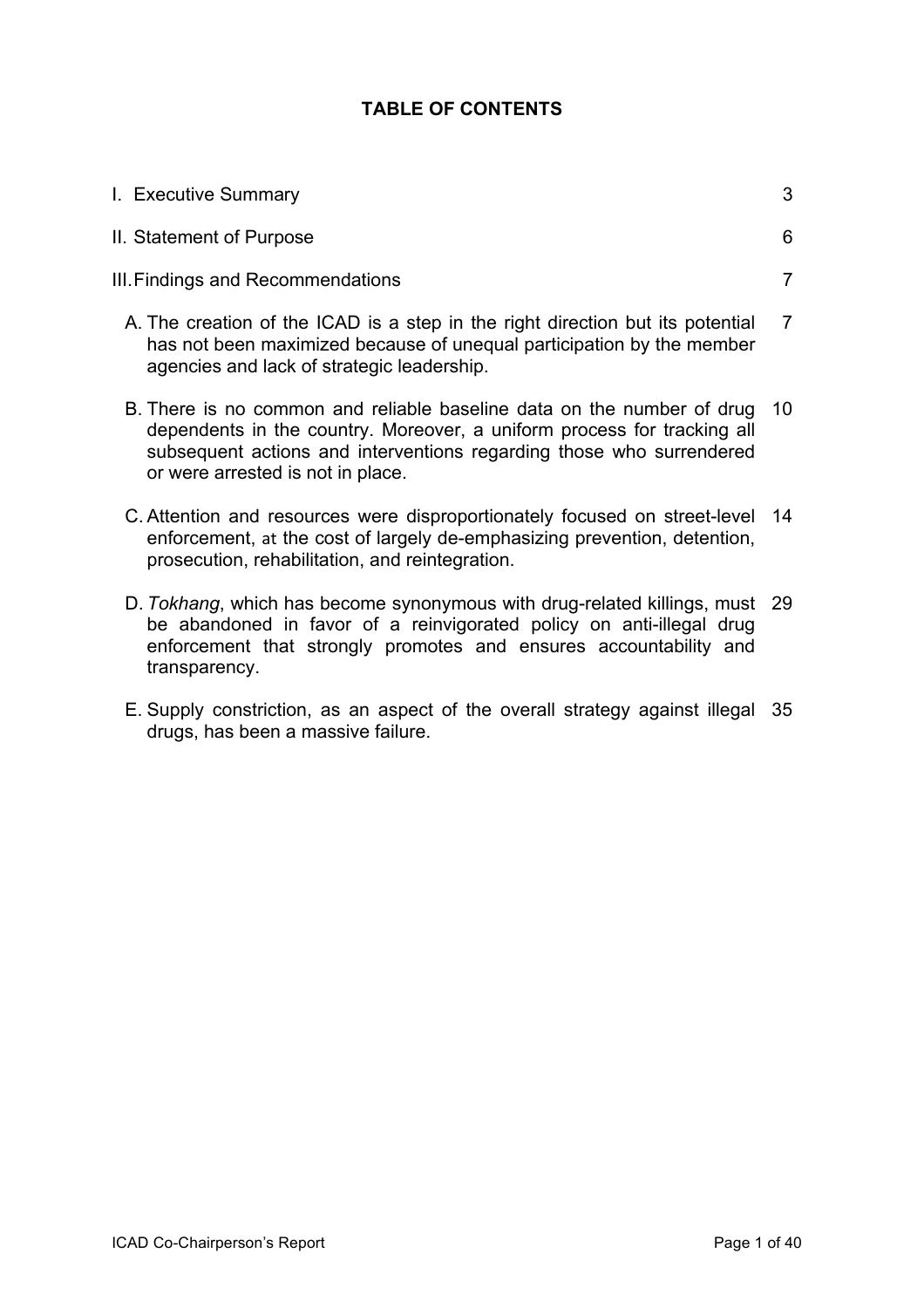**TABLE OF CONTENTS**

| | |
|---|---|
| I. Executive Summary | 3 |
| II. Statement of Purpose | 6 |
| III. Findings and Recommendations | 7 |
| A. The creation of the ICAD is a step in the right direction but its potential has not been maximized because of unequal participation by the member agencies and lack of strategic leadership. | 7 |
| B. There is no common and reliable baseline data on the number of drug dependents in the country. Moreover, a uniform process for tracking all subsequent actions and interventions regarding those who surrendered or were arrested is not in place. | 10 |
| C. Attention and resources were disproportionately focused on street-level enforcement, at the cost of largely de-emphasizing prevention, detention, prosecution, rehabilitation, and reintegration. | 14 |
| D. *Tokhang*, which has become synonymous with drug-related killings, must be abandoned in favor of a reinvigorated policy on anti-illegal drug enforcement that strongly promotes and ensures accountability and transparency. | 29 |
| E. Supply constriction, as an aspect of the overall strategy against illegal drugs, has been a massive failure. | 35 |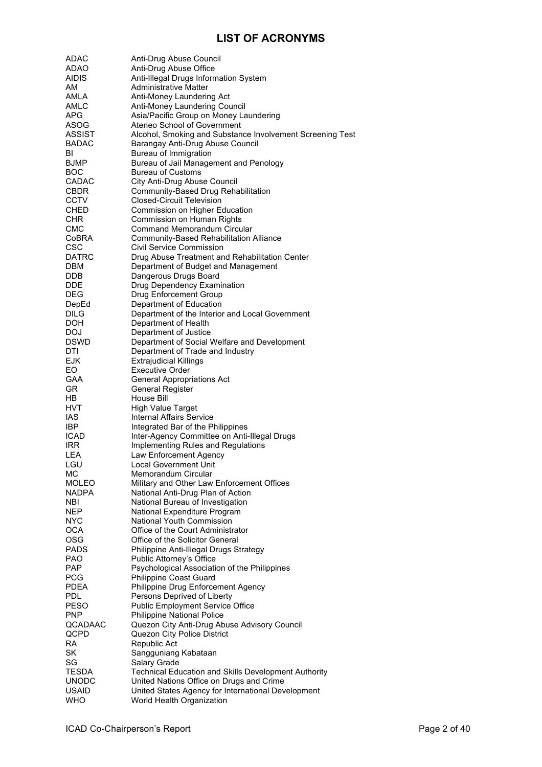# LIST OF ACRONYMS

| | |
|---|---|
| ADAC | Anti-Drug Abuse Council |
| ADAO | Anti-Drug Abuse Office |
| AIDIS | Anti-Illegal Drugs Information System |
| AM | Administrative Matter |
| AMLA | Anti-Money Laundering Act |
| AMLC | Anti-Money Laundering Council |
| APG | Asia/Pacific Group on Money Laundering |
| ASOG | Ateneo School of Government |
| ASSIST | Alcohol, Smoking and Substance Involvement Screening Test |
| BADAC | Barangay Anti-Drug Abuse Council |
| BI | Bureau of Immigration |
| BJMP | Bureau of Jail Management and Penology |
| BOC | Bureau of Customs |
| CADAC | City Anti-Drug Abuse Council |
| CBDR | Community-Based Drug Rehabilitation |
| CCTV | Closed-Circuit Television |
| CHED | Commission on Higher Education |
| CHR | Commission on Human Rights |
| CMC | Command Memorandum Circular |
| CoBRA | Community-Based Rehabilitation Alliance |
| CSC | Civil Service Commission |
| DATRC | Drug Abuse Treatment and Rehabilitation Center |
| DBM | Department of Budget and Management |
| DDB | Dangerous Drugs Board |
| DDE | Drug Dependency Examination |
| DEG | Drug Enforcement Group |
| DepEd | Department of Education |
| DILG | Department of the Interior and Local Government |
| DOH | Department of Health |
| DOJ | Department of Justice |
| DSWD | Department of Social Welfare and Development |
| DTI | Department of Trade and Industry |
| EJK | Extrajudicial Killings |
| EO | Executive Order |
| GAA | General Appropriations Act |
| GR | General Register |
| HB | House Bill |
| HVT | High Value Target |
| IAS | Internal Affairs Service |
| IBP | Integrated Bar of the Philippines |
| ICAD | Inter-Agency Committee on Anti-Illegal Drugs |
| IRR | Implementing Rules and Regulations |
| LEA | Law Enforcement Agency |
| LGU | Local Government Unit |
| MC | Memorandum Circular |
| MOLEO | Military and Other Law Enforcement Offices |
| NADPA | National Anti-Drug Plan of Action |
| NBI | National Bureau of Investigation |
| NEP | National Expenditure Program |
| NYC | National Youth Commission |
| OCA | Office of the Court Administrator |
| OSG | Office of the Solicitor General |
| PADS | Philippine Anti-Illegal Drugs Strategy |
| PAO | Public Attorney's Office |
| PAP | Psychological Association of the Philippines |
| PCG | Philippine Coast Guard |
| PDEA | Philippine Drug Enforcement Agency |
| PDL | Persons Deprived of Liberty |
| PESO | Public Employment Service Office |
| PNP | Philippine National Police |
| QCADAAC | Quezon City Anti-Drug Abuse Advisory Council |
| QCPD | Quezon City Police District |
| RA | Republic Act |
| SK | Sangguniang Kabataan |
| SG | Salary Grade |
| TESDA | Technical Education and Skills Development Authority |
| UNODC | United Nations Office on Drugs and Crime |
| USAID | United States Agency for International Development |
| WHO | World Health Organization |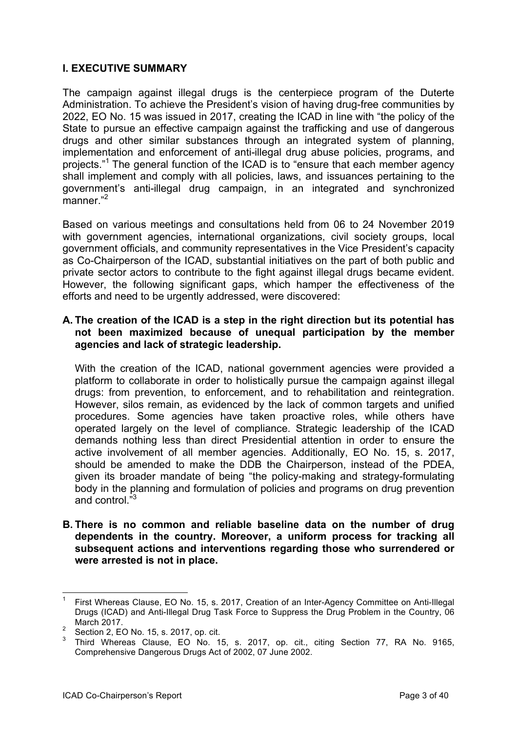## I. EXECUTIVE SUMMARY

The campaign against illegal drugs is the centerpiece program of the Duterte Administration. To achieve the President's vision of having drug-free communities by 2022, EO No. 15 was issued in 2017, creating the ICAD in line with "the policy of the State to pursue an effective campaign against the trafficking and use of dangerous drugs and other similar substances through an integrated system of planning, implementation and enforcement of anti-illegal drug abuse policies, programs, and projects."[1] The general function of the ICAD is to "ensure that each member agency shall implement and comply with all policies, laws, and issuances pertaining to the government's anti-illegal drug campaign, in an integrated and synchronized manner."[2]

Based on various meetings and consultations held from 06 to 24 November 2019 with government agencies, international organizations, civil society groups, local government officials, and community representatives in the Vice President's capacity as Co-Chairperson of the ICAD, substantial initiatives on the part of both public and private sector actors to contribute to the fight against illegal drugs became evident. However, the following significant gaps, which hamper the effectiveness of the efforts and need to be urgently addressed, were discovered:

**A. The creation of the ICAD is a step in the right direction but its potential has not been maximized because of unequal participation by the member agencies and lack of strategic leadership.**

With the creation of the ICAD, national government agencies were provided a platform to collaborate in order to holistically pursue the campaign against illegal drugs: from prevention, to enforcement, and to rehabilitation and reintegration. However, silos remain, as evidenced by the lack of common targets and unified procedures. Some agencies have taken proactive roles, while others have operated largely on the level of compliance. Strategic leadership of the ICAD demands nothing less than direct Presidential attention in order to ensure the active involvement of all member agencies. Additionally, EO No. 15, s. 2017, should be amended to make the DDB the Chairperson, instead of the PDEA, given its broader mandate of being "the policy-making and strategy-formulating body in the planning and formulation of policies and programs on drug prevention and control."[3]

**B. There is no common and reliable baseline data on the number of drug dependents in the country. Moreover, a uniform process for tracking all subsequent actions and interventions regarding those who surrendered or were arrested is not in place.**

---

[1] First Whereas Clause, EO No. 15, s. 2017, Creation of an Inter-Agency Committee on Anti-Illegal Drugs (ICAD) and Anti-Illegal Drug Task Force to Suppress the Drug Problem in the Country, 06 March 2017.

[2] Section 2, EO No. 15, s. 2017, op. cit.

[3] Third Whereas Clause, EO No. 15, s. 2017, op. cit., citing Section 77, RA No. 9165, Comprehensive Dangerous Drugs Act of 2002, 07 June 2002.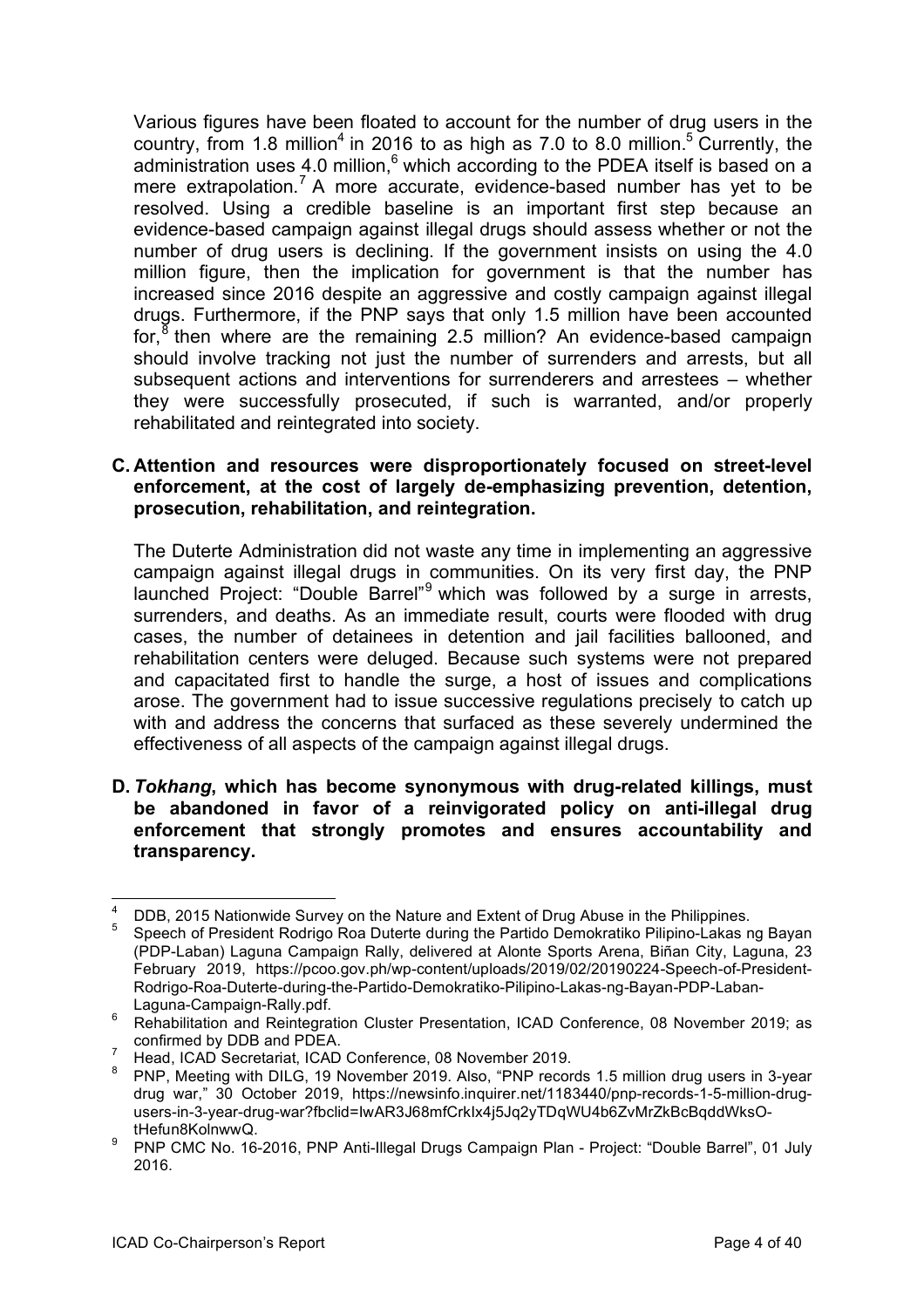Various figures have been floated to account for the number of drug users in the country, from 1.8 million[4] in 2016 to as high as 7.0 to 8.0 million.[5] Currently, the administration uses 4.0 million,[6] which according to the PDEA itself is based on a mere extrapolation.[7] A more accurate, evidence-based number has yet to be resolved. Using a credible baseline is an important first step because an evidence-based campaign against illegal drugs should assess whether or not the number of drug users is declining. If the government insists on using the 4.0 million figure, then the implication for government is that the number has increased since 2016 despite an aggressive and costly campaign against illegal drugs. Furthermore, if the PNP says that only 1.5 million have been accounted for,[8] then where are the remaining 2.5 million? An evidence-based campaign should involve tracking not just the number of surrenders and arrests, but all subsequent actions and interventions for surrenderers and arrestees – whether they were successfully prosecuted, if such is warranted, and/or properly rehabilitated and reintegrated into society.

**C. Attention and resources were disproportionately focused on street-level enforcement, at the cost of largely de-emphasizing prevention, detention, prosecution, rehabilitation, and reintegration.**

The Duterte Administration did not waste any time in implementing an aggressive campaign against illegal drugs in communities. On its very first day, the PNP launched Project: "Double Barrel"[9] which was followed by a surge in arrests, surrenders, and deaths. As an immediate result, courts were flooded with drug cases, the number of detainees in detention and jail facilities ballooned, and rehabilitation centers were deluged. Because such systems were not prepared and capacitated first to handle the surge, a host of issues and complications arose. The government had to issue successive regulations precisely to catch up with and address the concerns that surfaced as these severely undermined the effectiveness of all aspects of the campaign against illegal drugs.

**D. *Tokhang*, which has become synonymous with drug-related killings, must be abandoned in favor of a reinvigorated policy on anti-illegal drug enforcement that strongly promotes and ensures accountability and transparency.**

---

[4] DDB, 2015 Nationwide Survey on the Nature and Extent of Drug Abuse in the Philippines.

[5] Speech of President Rodrigo Roa Duterte during the Partido Demokratiko Pilipino-Lakas ng Bayan (PDP-Laban) Laguna Campaign Rally, delivered at Alonte Sports Arena, Biñan City, Laguna, 23 February 2019, https://pcoo.gov.ph/wp-content/uploads/2019/02/20190224-Speech-of-President-Rodrigo-Roa-Duterte-during-the-Partido-Demokratiko-Pilipino-Lakas-ng-Bayan-PDP-Laban-Laguna-Campaign-Rally.pdf.

[6] Rehabilitation and Reintegration Cluster Presentation, ICAD Conference, 08 November 2019; as confirmed by DDB and PDEA.

[7] Head, ICAD Secretariat, ICAD Conference, 08 November 2019.

[8] PNP, Meeting with DILG, 19 November 2019. Also, "PNP records 1.5 million drug users in 3-year drug war," 30 October 2019, https://newsinfo.inquirer.net/1183440/pnp-records-1-5-million-drug-users-in-3-year-drug-war?fbclid=IwAR3J68mfCrkIx4j5Jq2yTDqWU4b6ZvMrZkBcBqddWksO-tHefun8KolnwwQ.

[9] PNP CMC No. 16-2016, PNP Anti-Illegal Drugs Campaign Plan - Project: "Double Barrel", 01 July 2016.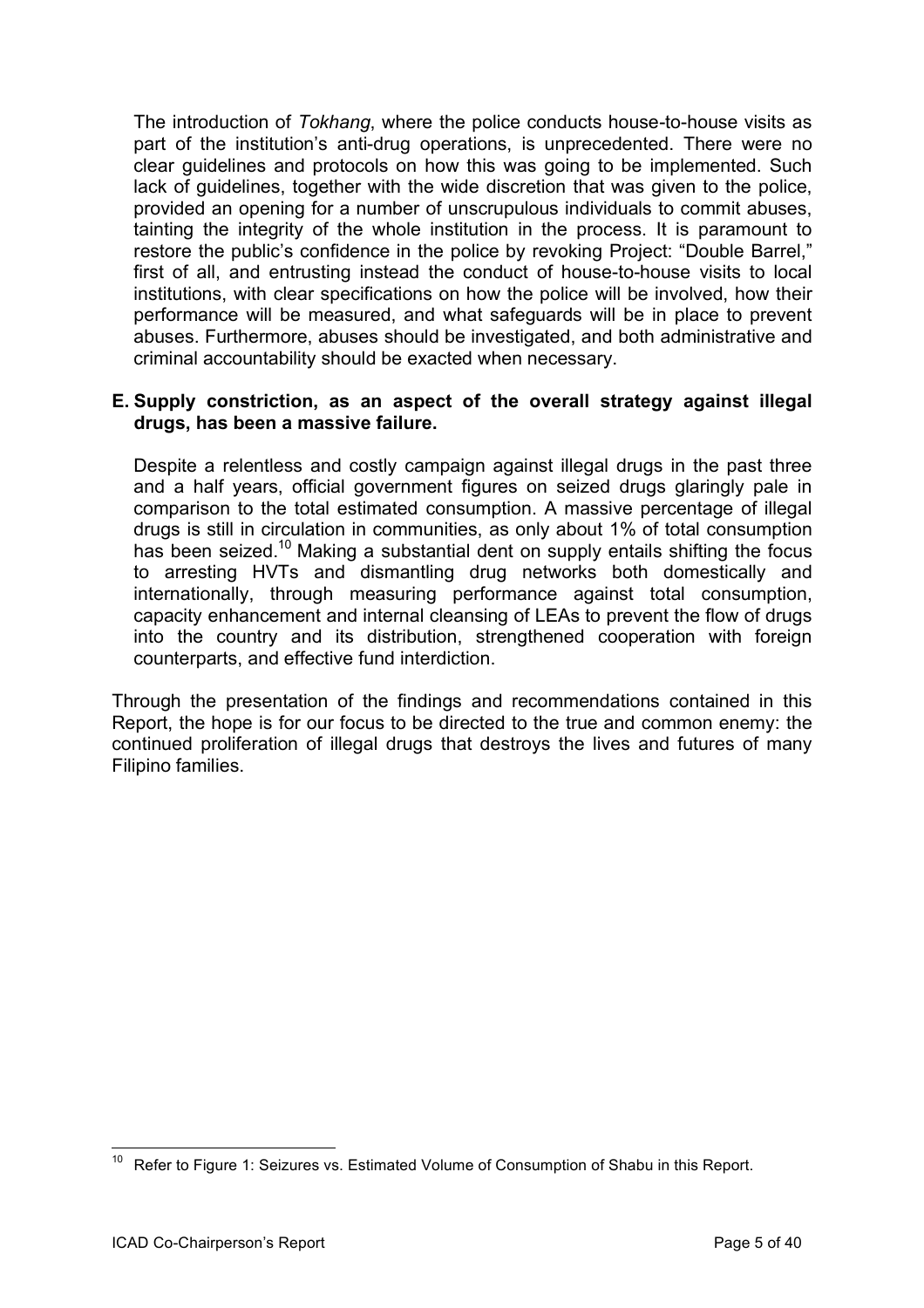The introduction of *Tokhang*, where the police conducts house-to-house visits as part of the institution's anti-drug operations, is unprecedented. There were no clear guidelines and protocols on how this was going to be implemented. Such lack of guidelines, together with the wide discretion that was given to the police, provided an opening for a number of unscrupulous individuals to commit abuses, tainting the integrity of the whole institution in the process. It is paramount to restore the public's confidence in the police by revoking Project: "Double Barrel," first of all, and entrusting instead the conduct of house-to-house visits to local institutions, with clear specifications on how the police will be involved, how their performance will be measured, and what safeguards will be in place to prevent abuses. Furthermore, abuses should be investigated, and both administrative and criminal accountability should be exacted when necessary.

**E. Supply constriction, as an aspect of the overall strategy against illegal drugs, has been a massive failure.**

Despite a relentless and costly campaign against illegal drugs in the past three and a half years, official government figures on seized drugs glaringly pale in comparison to the total estimated consumption. A massive percentage of illegal drugs is still in circulation in communities, as only about 1% of total consumption has been seized.[10] Making a substantial dent on supply entails shifting the focus to arresting HVTs and dismantling drug networks both domestically and internationally, through measuring performance against total consumption, capacity enhancement and internal cleansing of LEAs to prevent the flow of drugs into the country and its distribution, strengthened cooperation with foreign counterparts, and effective fund interdiction.

Through the presentation of the findings and recommendations contained in this Report, the hope is for our focus to be directed to the true and common enemy: the continued proliferation of illegal drugs that destroys the lives and futures of many Filipino families.

---

[10] Refer to Figure 1: Seizures vs. Estimated Volume of Consumption of Shabu in this Report.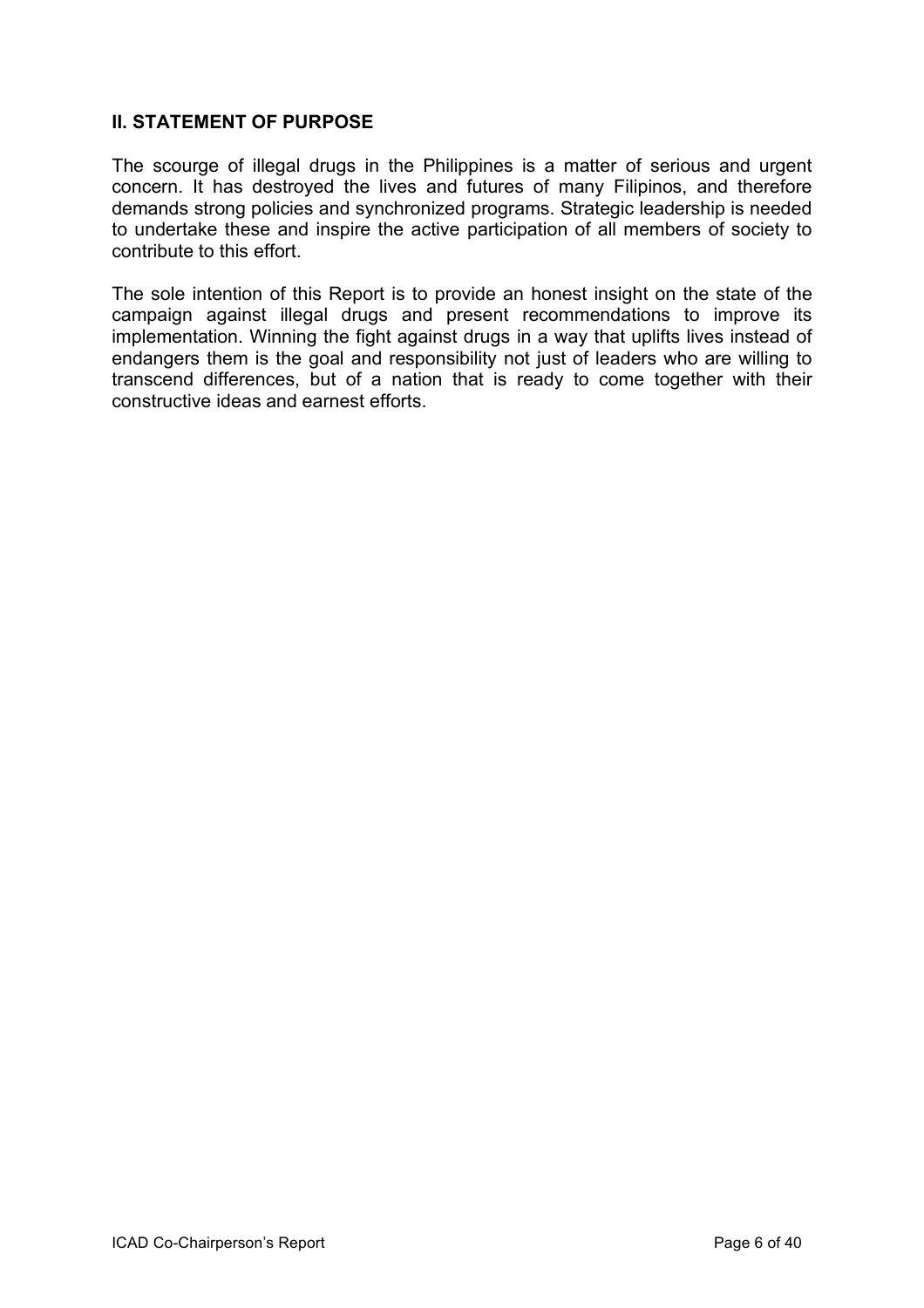## II. STATEMENT OF PURPOSE

The scourge of illegal drugs in the Philippines is a matter of serious and urgent concern. It has destroyed the lives and futures of many Filipinos, and therefore demands strong policies and synchronized programs. Strategic leadership is needed to undertake these and inspire the active participation of all members of society to contribute to this effort.

The sole intention of this Report is to provide an honest insight on the state of the campaign against illegal drugs and present recommendations to improve its implementation. Winning the fight against drugs in a way that uplifts lives instead of endangers them is the goal and responsibility not just of leaders who are willing to transcend differences, but of a nation that is ready to come together with their constructive ideas and earnest efforts.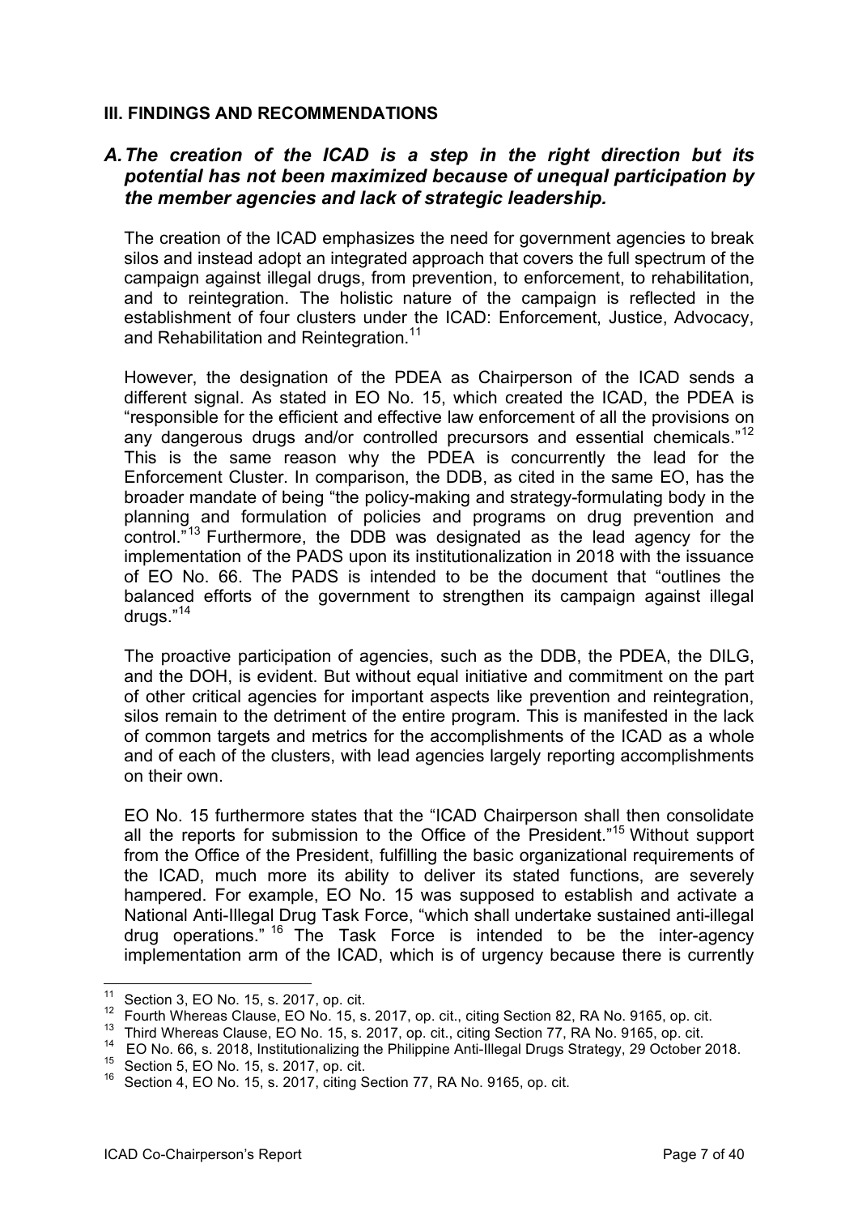## III. FINDINGS AND RECOMMENDATIONS

### *A. The creation of the ICAD is a step in the right direction but its potential has not been maximized because of unequal participation by the member agencies and lack of strategic leadership.*

The creation of the ICAD emphasizes the need for government agencies to break silos and instead adopt an integrated approach that covers the full spectrum of the campaign against illegal drugs, from prevention, to enforcement, to rehabilitation, and to reintegration. The holistic nature of the campaign is reflected in the establishment of four clusters under the ICAD: Enforcement, Justice, Advocacy, and Rehabilitation and Reintegration.[11]

However, the designation of the PDEA as Chairperson of the ICAD sends a different signal. As stated in EO No. 15, which created the ICAD, the PDEA is "responsible for the efficient and effective law enforcement of all the provisions on any dangerous drugs and/or controlled precursors and essential chemicals."[12] This is the same reason why the PDEA is concurrently the lead for the Enforcement Cluster. In comparison, the DDB, as cited in the same EO, has the broader mandate of being "the policy-making and strategy-formulating body in the planning and formulation of policies and programs on drug prevention and control."[13] Furthermore, the DDB was designated as the lead agency for the implementation of the PADS upon its institutionalization in 2018 with the issuance of EO No. 66. The PADS is intended to be the document that "outlines the balanced efforts of the government to strengthen its campaign against illegal drugs."[14]

The proactive participation of agencies, such as the DDB, the PDEA, the DILG, and the DOH, is evident. But without equal initiative and commitment on the part of other critical agencies for important aspects like prevention and reintegration, silos remain to the detriment of the entire program. This is manifested in the lack of common targets and metrics for the accomplishments of the ICAD as a whole and of each of the clusters, with lead agencies largely reporting accomplishments on their own.

EO No. 15 furthermore states that the "ICAD Chairperson shall then consolidate all the reports for submission to the Office of the President."[15] Without support from the Office of the President, fulfilling the basic organizational requirements of the ICAD, much more its ability to deliver its stated functions, are severely hampered. For example, EO No. 15 was supposed to establish and activate a National Anti-Illegal Drug Task Force, "which shall undertake sustained anti-illegal drug operations." [16] The Task Force is intended to be the inter-agency implementation arm of the ICAD, which is of urgency because there is currently

---

[11] Section 3, EO No. 15, s. 2017, op. cit.
[12] Fourth Whereas Clause, EO No. 15, s. 2017, op. cit., citing Section 82, RA No. 9165, op. cit.
[13] Third Whereas Clause, EO No. 15, s. 2017, op. cit., citing Section 77, RA No. 9165, op. cit.
[14] EO No. 66, s. 2018, Institutionalizing the Philippine Anti-Illegal Drugs Strategy, 29 October 2018.
[15] Section 5, EO No. 15, s. 2017, op. cit.
[16] Section 4, EO No. 15, s. 2017, citing Section 77, RA No. 9165, op. cit.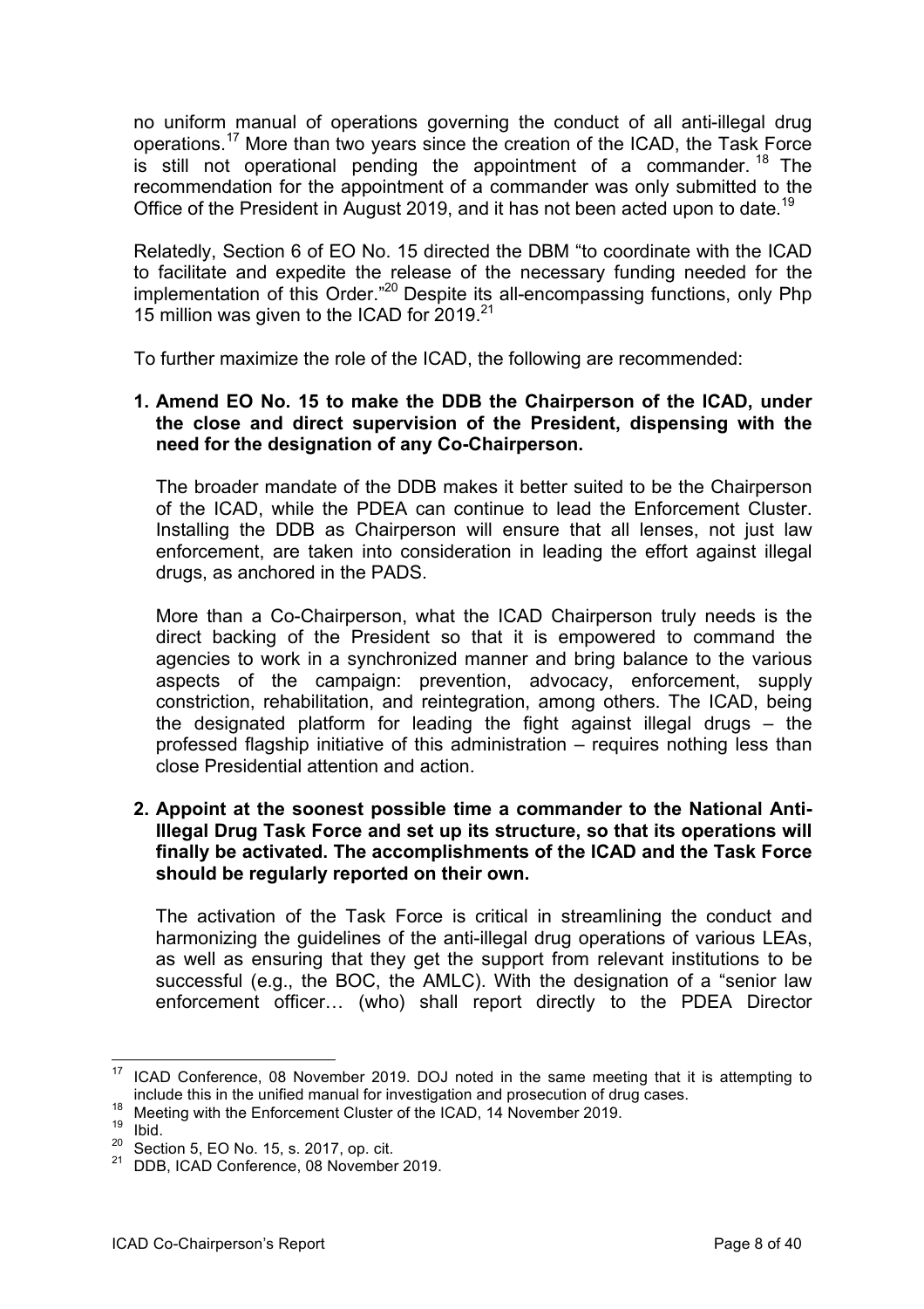no uniform manual of operations governing the conduct of all anti-illegal drug operations.[17] More than two years since the creation of the ICAD, the Task Force is still not operational pending the appointment of a commander.[18] The recommendation for the appointment of a commander was only submitted to the Office of the President in August 2019, and it has not been acted upon to date.[19]

Relatedly, Section 6 of EO No. 15 directed the DBM "to coordinate with the ICAD to facilitate and expedite the release of the necessary funding needed for the implementation of this Order."[20] Despite its all-encompassing functions, only Php 15 million was given to the ICAD for 2019.[21]

To further maximize the role of the ICAD, the following are recommended:

1. **Amend EO No. 15 to make the DDB the Chairperson of the ICAD, under the close and direct supervision of the President, dispensing with the need for the designation of any Co-Chairperson.**

   The broader mandate of the DDB makes it better suited to be the Chairperson of the ICAD, while the PDEA can continue to lead the Enforcement Cluster. Installing the DDB as Chairperson will ensure that all lenses, not just law enforcement, are taken into consideration in leading the effort against illegal drugs, as anchored in the PADS.

   More than a Co-Chairperson, what the ICAD Chairperson truly needs is the direct backing of the President so that it is empowered to command the agencies to work in a synchronized manner and bring balance to the various aspects of the campaign: prevention, advocacy, enforcement, supply constriction, rehabilitation, and reintegration, among others. The ICAD, being the designated platform for leading the fight against illegal drugs – the professed flagship initiative of this administration – requires nothing less than close Presidential attention and action.

2. **Appoint at the soonest possible time a commander to the National Anti-Illegal Drug Task Force and set up its structure, so that its operations will finally be activated. The accomplishments of the ICAD and the Task Force should be regularly reported on their own.**

   The activation of the Task Force is critical in streamlining the conduct and harmonizing the guidelines of the anti-illegal drug operations of various LEAs, as well as ensuring that they get the support from relevant institutions to be successful (e.g., the BOC, the AMLC). With the designation of a "senior law enforcement officer… (who) shall report directly to the PDEA Director

---

[17] ICAD Conference, 08 November 2019. DOJ noted in the same meeting that it is attempting to include this in the unified manual for investigation and prosecution of drug cases.

[18] Meeting with the Enforcement Cluster of the ICAD, 14 November 2019.

[19] Ibid.

[20] Section 5, EO No. 15, s. 2017, op. cit.

[21] DDB, ICAD Conference, 08 November 2019.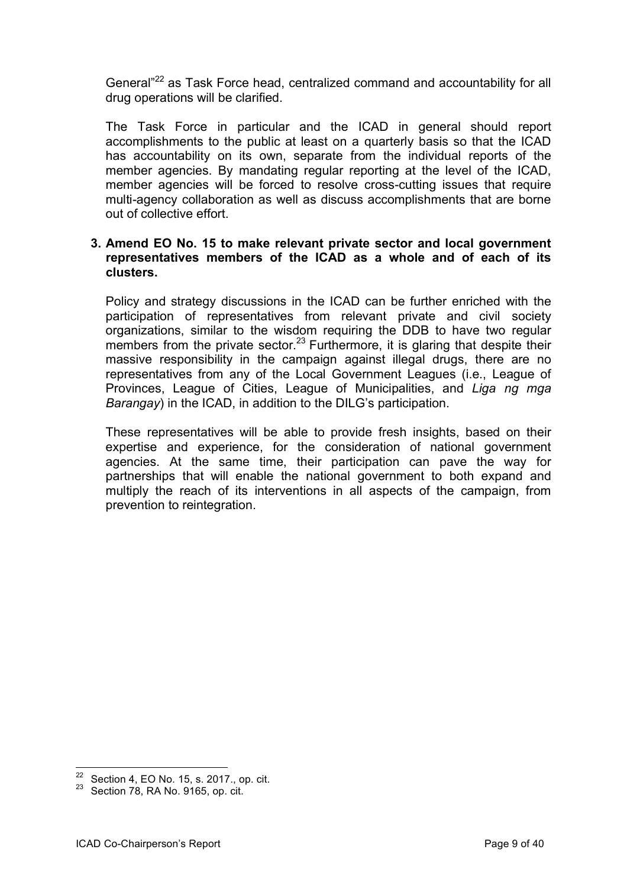General"[22] as Task Force head, centralized command and accountability for all drug operations will be clarified.

The Task Force in particular and the ICAD in general should report accomplishments to the public at least on a quarterly basis so that the ICAD has accountability on its own, separate from the individual reports of the member agencies. By mandating regular reporting at the level of the ICAD, member agencies will be forced to resolve cross-cutting issues that require multi-agency collaboration as well as discuss accomplishments that are borne out of collective effort.

**3. Amend EO No. 15 to make relevant private sector and local government representatives members of the ICAD as a whole and of each of its clusters.**

Policy and strategy discussions in the ICAD can be further enriched with the participation of representatives from relevant private and civil society organizations, similar to the wisdom requiring the DDB to have two regular members from the private sector.[23] Furthermore, it is glaring that despite their massive responsibility in the campaign against illegal drugs, there are no representatives from any of the Local Government Leagues (i.e., League of Provinces, League of Cities, League of Municipalities, and *Liga ng mga Barangay*) in the ICAD, in addition to the DILG's participation.

These representatives will be able to provide fresh insights, based on their expertise and experience, for the consideration of national government agencies. At the same time, their participation can pave the way for partnerships that will enable the national government to both expand and multiply the reach of its interventions in all aspects of the campaign, from prevention to reintegration.

---

[22] Section 4, EO No. 15, s. 2017., op. cit.

[23] Section 78, RA No. 9165, op. cit.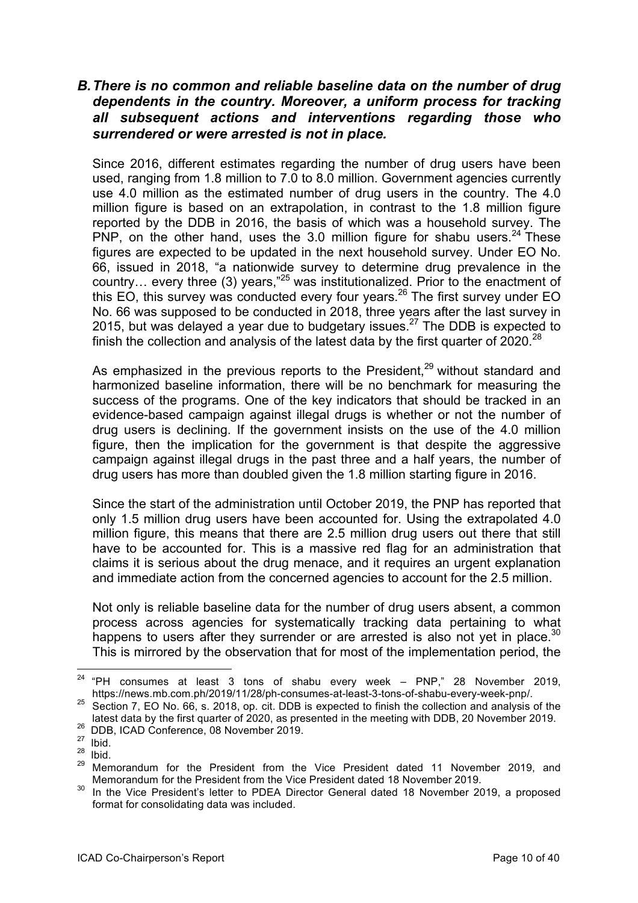### *B. There is no common and reliable baseline data on the number of drug dependents in the country. Moreover, a uniform process for tracking all subsequent actions and interventions regarding those who surrendered or were arrested is not in place.*

Since 2016, different estimates regarding the number of drug users have been used, ranging from 1.8 million to 7.0 to 8.0 million. Government agencies currently use 4.0 million as the estimated number of drug users in the country. The 4.0 million figure is based on an extrapolation, in contrast to the 1.8 million figure reported by the DDB in 2016, the basis of which was a household survey. The PNP, on the other hand, uses the 3.0 million figure for shabu users.[24] These figures are expected to be updated in the next household survey. Under EO No. 66, issued in 2018, "a nationwide survey to determine drug prevalence in the country… every three (3) years,"[25] was institutionalized. Prior to the enactment of this EO, this survey was conducted every four years.[26] The first survey under EO No. 66 was supposed to be conducted in 2018, three years after the last survey in 2015, but was delayed a year due to budgetary issues.[27] The DDB is expected to finish the collection and analysis of the latest data by the first quarter of 2020.[28]

As emphasized in the previous reports to the President,[29] without standard and harmonized baseline information, there will be no benchmark for measuring the success of the programs. One of the key indicators that should be tracked in an evidence-based campaign against illegal drugs is whether or not the number of drug users is declining. If the government insists on the use of the 4.0 million figure, then the implication for the government is that despite the aggressive campaign against illegal drugs in the past three and a half years, the number of drug users has more than doubled given the 1.8 million starting figure in 2016.

Since the start of the administration until October 2019, the PNP has reported that only 1.5 million drug users have been accounted for. Using the extrapolated 4.0 million figure, this means that there are 2.5 million drug users out there that still have to be accounted for. This is a massive red flag for an administration that claims it is serious about the drug menace, and it requires an urgent explanation and immediate action from the concerned agencies to account for the 2.5 million.

Not only is reliable baseline data for the number of drug users absent, a common process across agencies for systematically tracking data pertaining to what happens to users after they surrender or are arrested is also not yet in place.[30] This is mirrored by the observation that for most of the implementation period, the

---

[24] "PH consumes at least 3 tons of shabu every week – PNP," 28 November 2019, https://news.mb.com.ph/2019/11/28/ph-consumes-at-least-3-tons-of-shabu-every-week-pnp/.

[25] Section 7, EO No. 66, s. 2018, op. cit. DDB is expected to finish the collection and analysis of the latest data by the first quarter of 2020, as presented in the meeting with DDB, 20 November 2019.

[26] DDB, ICAD Conference, 08 November 2019.

[27] Ibid.

[28] Ibid.

[29] Memorandum for the President from the Vice President dated 11 November 2019, and Memorandum for the President from the Vice President dated 18 November 2019.

[30] In the Vice President's letter to PDEA Director General dated 18 November 2019, a proposed format for consolidating data was included.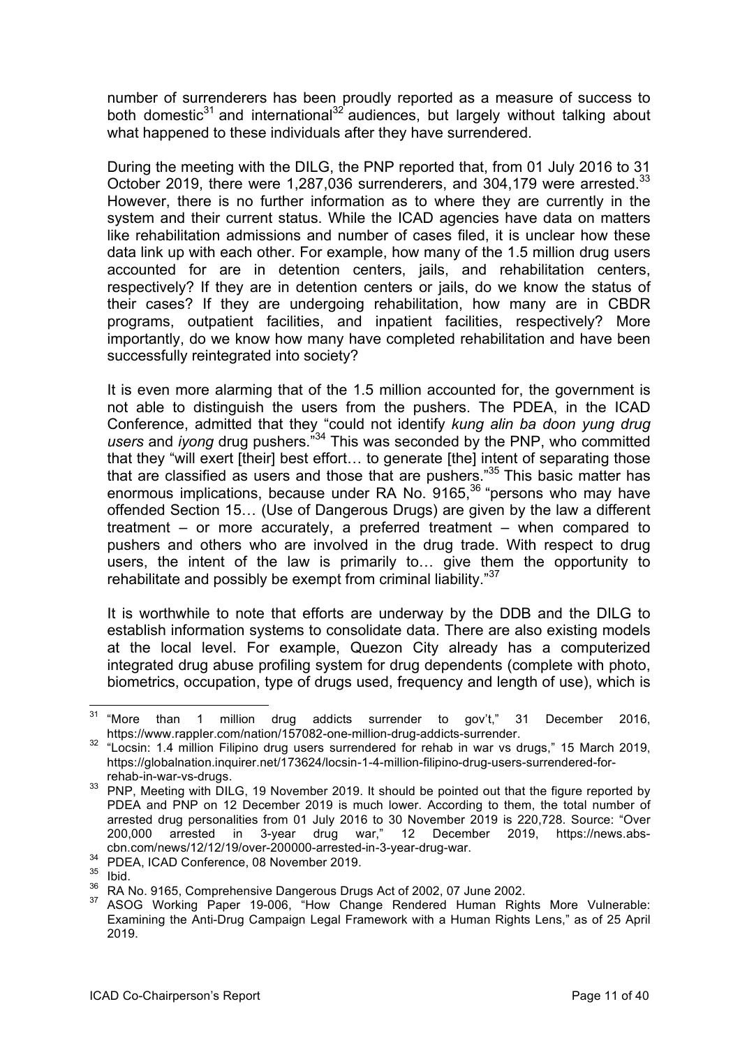number of surrenderers has been proudly reported as a measure of success to both domestic[31] and international[32] audiences, but largely without talking about what happened to these individuals after they have surrendered.

During the meeting with the DILG, the PNP reported that, from 01 July 2016 to 31 October 2019, there were 1,287,036 surrenderers, and 304,179 were arrested.[33] However, there is no further information as to where they are currently in the system and their current status. While the ICAD agencies have data on matters like rehabilitation admissions and number of cases filed, it is unclear how these data link up with each other. For example, how many of the 1.5 million drug users accounted for are in detention centers, jails, and rehabilitation centers, respectively? If they are in detention centers or jails, do we know the status of their cases? If they are undergoing rehabilitation, how many are in CBDR programs, outpatient facilities, and inpatient facilities, respectively? More importantly, do we know how many have completed rehabilitation and have been successfully reintegrated into society?

It is even more alarming that of the 1.5 million accounted for, the government is not able to distinguish the users from the pushers. The PDEA, in the ICAD Conference, admitted that they "could not identify *kung alin ba doon yung drug users* and *iyong* drug pushers."[34] This was seconded by the PNP, who committed that they "will exert [their] best effort… to generate [the] intent of separating those that are classified as users and those that are pushers."[35] This basic matter has enormous implications, because under RA No. 9165,[36] "persons who may have offended Section 15… (Use of Dangerous Drugs) are given by the law a different treatment – or more accurately, a preferred treatment – when compared to pushers and others who are involved in the drug trade. With respect to drug users, the intent of the law is primarily to… give them the opportunity to rehabilitate and possibly be exempt from criminal liability."[37]

It is worthwhile to note that efforts are underway by the DDB and the DILG to establish information systems to consolidate data. There are also existing models at the local level. For example, Quezon City already has a computerized integrated drug abuse profiling system for drug dependents (complete with photo, biometrics, occupation, type of drugs used, frequency and length of use), which is

---

[31] "More than 1 million drug addicts surrender to gov't," 31 December 2016, https://www.rappler.com/nation/157082-one-million-drug-addicts-surrender.

[32] "Locsin: 1.4 million Filipino drug users surrendered for rehab in war vs drugs," 15 March 2019, https://globalnation.inquirer.net/173624/locsin-1-4-million-filipino-drug-users-surrendered-for-rehab-in-war-vs-drugs.

[33] PNP, Meeting with DILG, 19 November 2019. It should be pointed out that the figure reported by PDEA and PNP on 12 December 2019 is much lower. According to them, the total number of arrested drug personalities from 01 July 2016 to 30 November 2019 is 220,728. Source: "Over 200,000 arrested in 3-year drug war," 12 December 2019, https://news.abs-cbn.com/news/12/12/19/over-200000-arrested-in-3-year-drug-war.

[34] PDEA, ICAD Conference, 08 November 2019.

[35] Ibid.

[36] RA No. 9165, Comprehensive Dangerous Drugs Act of 2002, 07 June 2002.

[37] ASOG Working Paper 19-006, "How Change Rendered Human Rights More Vulnerable: Examining the Anti-Drug Campaign Legal Framework with a Human Rights Lens," as of 25 April 2019.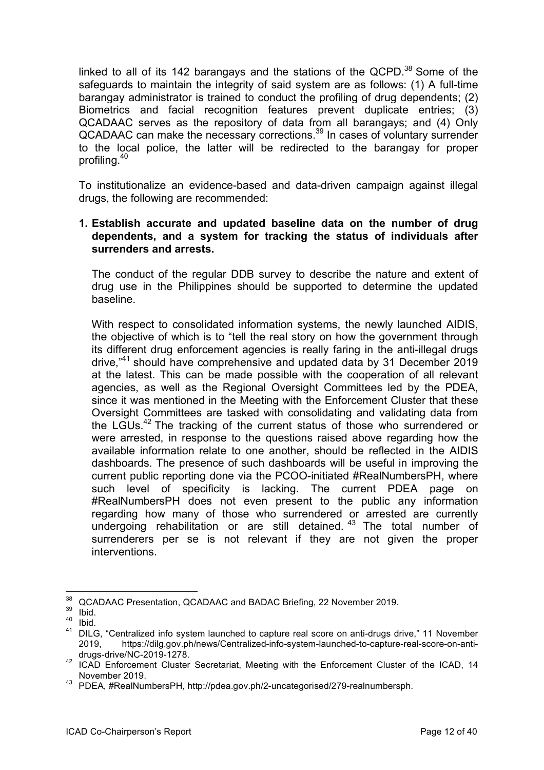linked to all of its 142 barangays and the stations of the QCPD.[38] Some of the safeguards to maintain the integrity of said system are as follows: (1) A full-time barangay administrator is trained to conduct the profiling of drug dependents; (2) Biometrics and facial recognition features prevent duplicate entries; (3) QCADAAC serves as the repository of data from all barangays; and (4) Only QCADAAC can make the necessary corrections.[39] In cases of voluntary surrender to the local police, the latter will be redirected to the barangay for proper profiling.[40]

To institutionalize an evidence-based and data-driven campaign against illegal drugs, the following are recommended:

1. **Establish accurate and updated baseline data on the number of drug dependents, and a system for tracking the status of individuals after surrenders and arrests.**

   The conduct of the regular DDB survey to describe the nature and extent of drug use in the Philippines should be supported to determine the updated baseline.

   With respect to consolidated information systems, the newly launched AIDIS, the objective of which is to "tell the real story on how the government through its different drug enforcement agencies is really faring in the anti-illegal drugs drive,"[41] should have comprehensive and updated data by 31 December 2019 at the latest. This can be made possible with the cooperation of all relevant agencies, as well as the Regional Oversight Committees led by the PDEA, since it was mentioned in the Meeting with the Enforcement Cluster that these Oversight Committees are tasked with consolidating and validating data from the LGUs.[42] The tracking of the current status of those who surrendered or were arrested, in response to the questions raised above regarding how the available information relate to one another, should be reflected in the AIDIS dashboards. The presence of such dashboards will be useful in improving the current public reporting done via the PCOO-initiated #RealNumbersPH, where such level of specificity is lacking. The current PDEA page on #RealNumbersPH does not even present to the public any information regarding how many of those who surrendered or arrested are currently undergoing rehabilitation or are still detained.[43] The total number of surrenderers per se is not relevant if they are not given the proper interventions.

---

[38] QCADAAC Presentation, QCADAAC and BADAC Briefing, 22 November 2019.

[39] Ibid.

[40] Ibid.

[41] DILG, "Centralized info system launched to capture real score on anti-drugs drive," 11 November 2019, https://dilg.gov.ph/news/Centralized-info-system-launched-to-capture-real-score-on-anti-drugs-drive/NC-2019-1278.

[42] ICAD Enforcement Cluster Secretariat, Meeting with the Enforcement Cluster of the ICAD, 14 November 2019.

[43] PDEA, #RealNumbersPH, http://pdea.gov.ph/2-uncategorised/279-realnumbersph.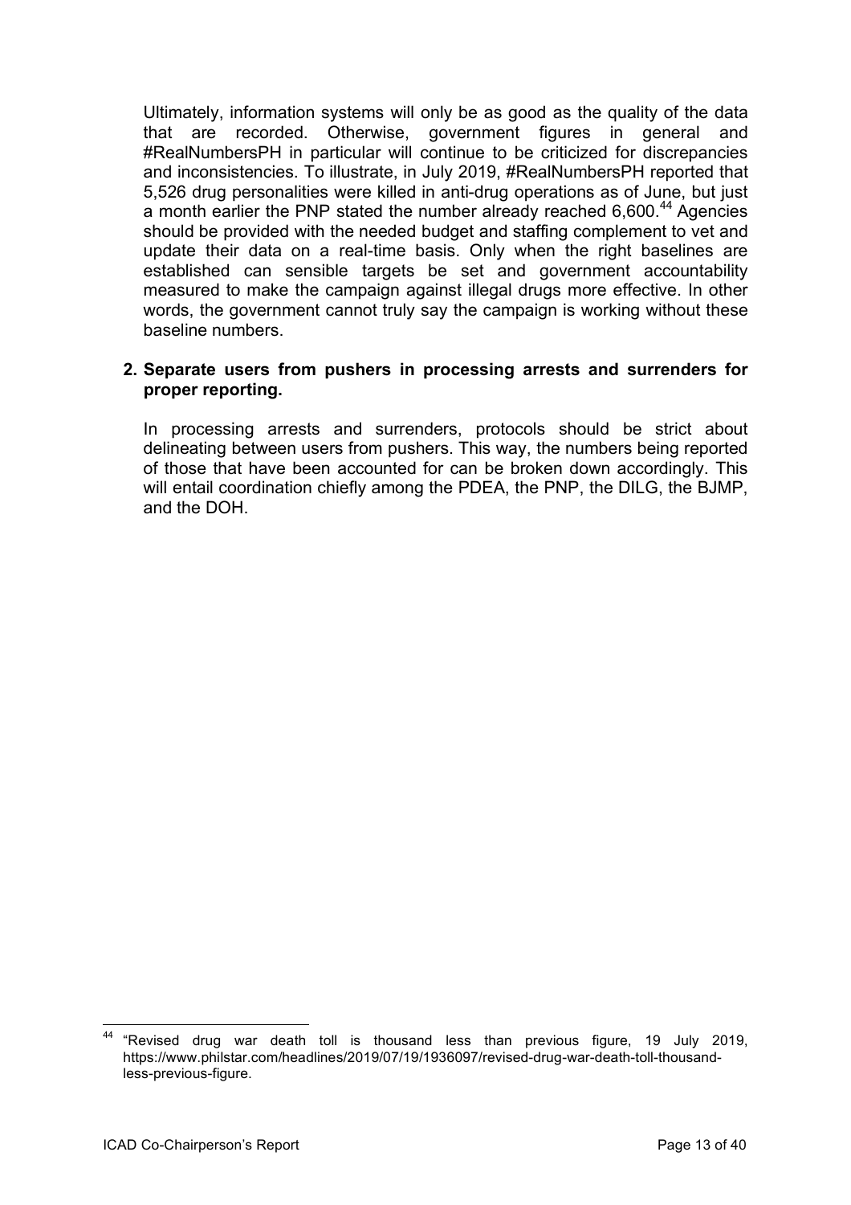Ultimately, information systems will only be as good as the quality of the data that are recorded. Otherwise, government figures in general and #RealNumbersPH in particular will continue to be criticized for discrepancies and inconsistencies. To illustrate, in July 2019, #RealNumbersPH reported that 5,526 drug personalities were killed in anti-drug operations as of June, but just a month earlier the PNP stated the number already reached 6,600.[44] Agencies should be provided with the needed budget and staffing complement to vet and update their data on a real-time basis. Only when the right baselines are established can sensible targets be set and government accountability measured to make the campaign against illegal drugs more effective. In other words, the government cannot truly say the campaign is working without these baseline numbers.

2. **Separate users from pushers in processing arrests and surrenders for proper reporting.**

   In processing arrests and surrenders, protocols should be strict about delineating between users from pushers. This way, the numbers being reported of those that have been accounted for can be broken down accordingly. This will entail coordination chiefly among the PDEA, the PNP, the DILG, the BJMP, and the DOH.

---

[44] "Revised drug war death toll is thousand less than previous figure, 19 July 2019, https://www.philstar.com/headlines/2019/07/19/1936097/revised-drug-war-death-toll-thousand-less-previous-figure.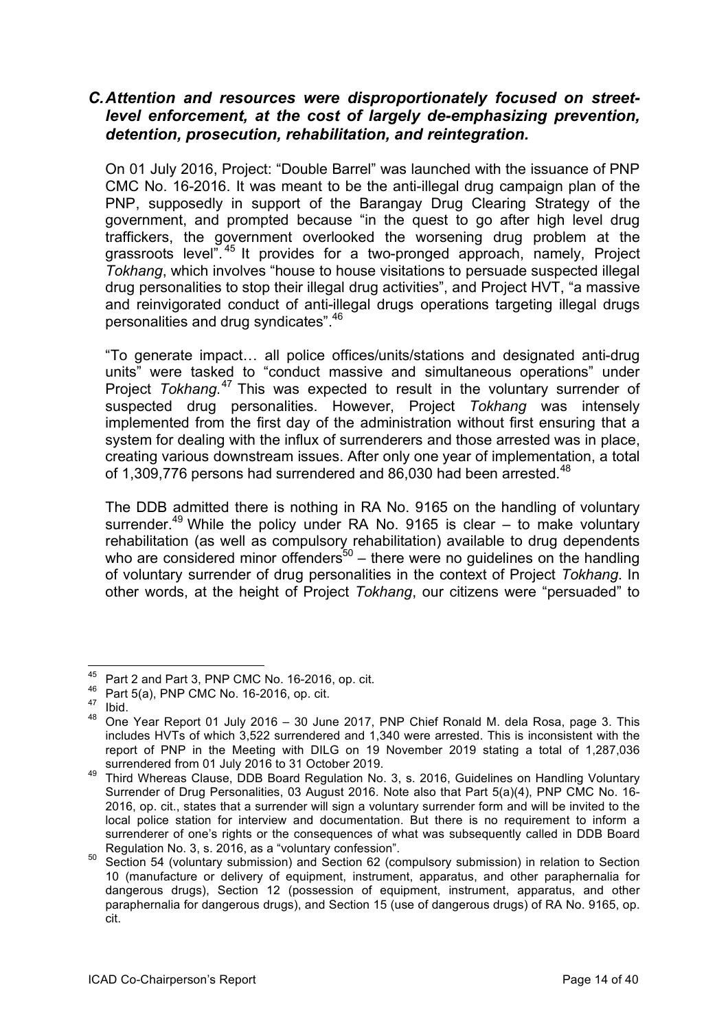### C. *Attention and resources were disproportionately focused on street-level enforcement, at the cost of largely de-emphasizing prevention, detention, prosecution, rehabilitation, and reintegration.*

On 01 July 2016, Project: "Double Barrel" was launched with the issuance of PNP CMC No. 16-2016. It was meant to be the anti-illegal drug campaign plan of the PNP, supposedly in support of the Barangay Drug Clearing Strategy of the government, and prompted because "in the quest to go after high level drug traffickers, the government overlooked the worsening drug problem at the grassroots level".[45] It provides for a two-pronged approach, namely, Project *Tokhang*, which involves "house to house visitations to persuade suspected illegal drug personalities to stop their illegal drug activities", and Project HVT, "a massive and reinvigorated conduct of anti-illegal drugs operations targeting illegal drugs personalities and drug syndicates".[46]

"To generate impact… all police offices/units/stations and designated anti-drug units" were tasked to "conduct massive and simultaneous operations" under Project *Tokhang*.[47] This was expected to result in the voluntary surrender of suspected drug personalities. However, Project *Tokhang* was intensely implemented from the first day of the administration without first ensuring that a system for dealing with the influx of surrenderers and those arrested was in place, creating various downstream issues. After only one year of implementation, a total of 1,309,776 persons had surrendered and 86,030 had been arrested.[48]

The DDB admitted there is nothing in RA No. 9165 on the handling of voluntary surrender.[49] While the policy under RA No. 9165 is clear – to make voluntary rehabilitation (as well as compulsory rehabilitation) available to drug dependents who are considered minor offenders[50] – there were no guidelines on the handling of voluntary surrender of drug personalities in the context of Project *Tokhang*. In other words, at the height of Project *Tokhang*, our citizens were "persuaded" to

---

[45] Part 2 and Part 3, PNP CMC No. 16-2016, op. cit.

[46] Part 5(a), PNP CMC No. 16-2016, op. cit.

[47] Ibid.

[48] One Year Report 01 July 2016 – 30 June 2017, PNP Chief Ronald M. dela Rosa, page 3. This includes HVTs of which 3,522 surrendered and 1,340 were arrested. This is inconsistent with the report of PNP in the Meeting with DILG on 19 November 2019 stating a total of 1,287,036 surrendered from 01 July 2016 to 31 October 2019.

[49] Third Whereas Clause, DDB Board Regulation No. 3, s. 2016, Guidelines on Handling Voluntary Surrender of Drug Personalities, 03 August 2016. Note also that Part 5(a)(4), PNP CMC No. 16-2016, op. cit., states that a surrender will sign a voluntary surrender form and will be invited to the local police station for interview and documentation. But there is no requirement to inform a surrenderer of one's rights or the consequences of what was subsequently called in DDB Board Regulation No. 3, s. 2016, as a "voluntary confession".

[50] Section 54 (voluntary submission) and Section 62 (compulsory submission) in relation to Section 10 (manufacture or delivery of equipment, instrument, apparatus, and other paraphernalia for dangerous drugs), Section 12 (possession of equipment, instrument, apparatus, and other paraphernalia for dangerous drugs), and Section 15 (use of dangerous drugs) of RA No. 9165, op. cit.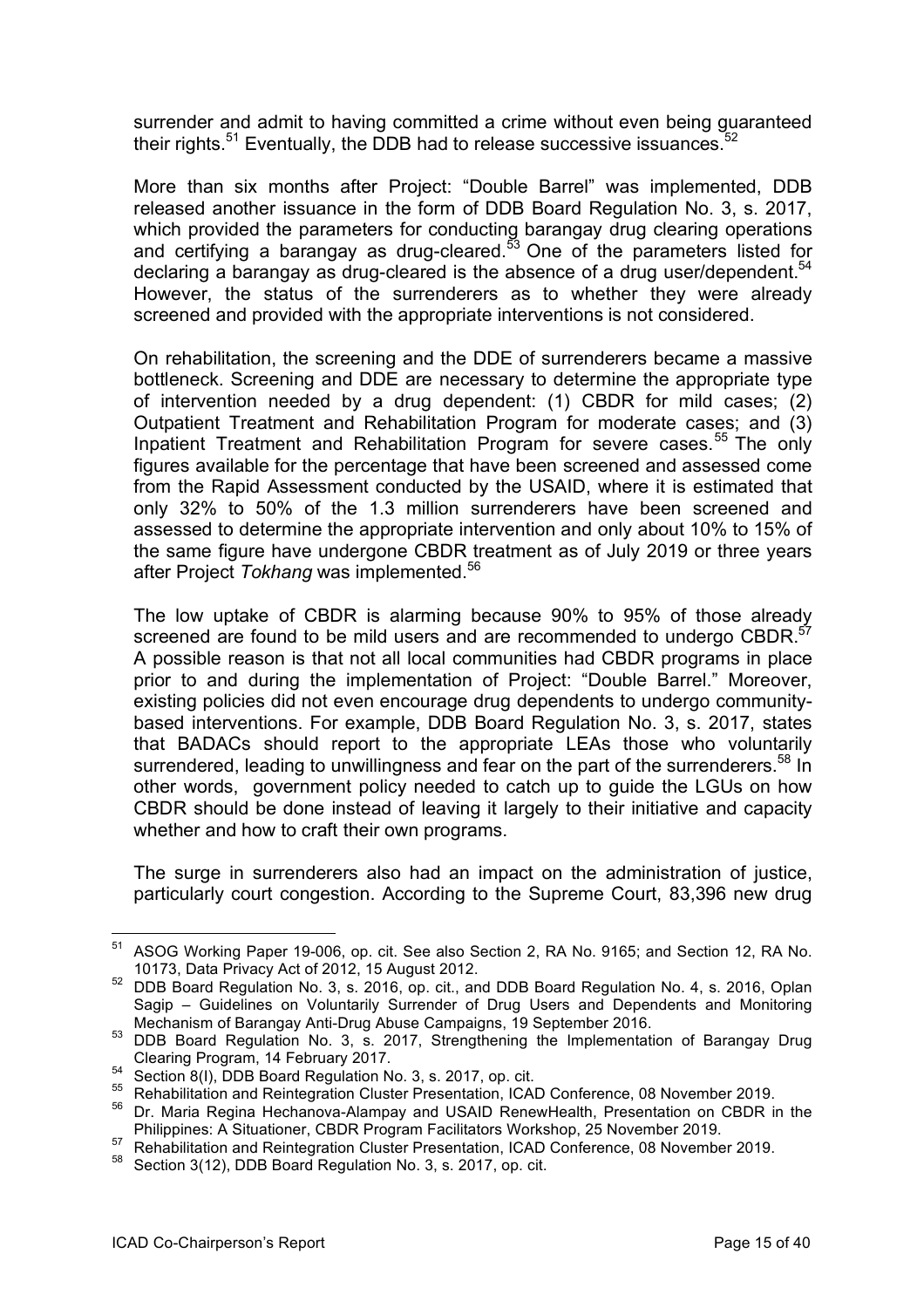surrender and admit to having committed a crime without even being guaranteed their rights.[51] Eventually, the DDB had to release successive issuances.[52]

More than six months after Project: "Double Barrel" was implemented, DDB released another issuance in the form of DDB Board Regulation No. 3, s. 2017, which provided the parameters for conducting barangay drug clearing operations and certifying a barangay as drug-cleared.[53] One of the parameters listed for declaring a barangay as drug-cleared is the absence of a drug user/dependent.[54] However, the status of the surrenderers as to whether they were already screened and provided with the appropriate interventions is not considered.

On rehabilitation, the screening and the DDE of surrenderers became a massive bottleneck. Screening and DDE are necessary to determine the appropriate type of intervention needed by a drug dependent: (1) CBDR for mild cases; (2) Outpatient Treatment and Rehabilitation Program for moderate cases; and (3) Inpatient Treatment and Rehabilitation Program for severe cases.[55] The only figures available for the percentage that have been screened and assessed come from the Rapid Assessment conducted by the USAID, where it is estimated that only 32% to 50% of the 1.3 million surrenderers have been screened and assessed to determine the appropriate intervention and only about 10% to 15% of the same figure have undergone CBDR treatment as of July 2019 or three years after Project *Tokhang* was implemented.[56]

The low uptake of CBDR is alarming because 90% to 95% of those already screened are found to be mild users and are recommended to undergo CBDR.[57] A possible reason is that not all local communities had CBDR programs in place prior to and during the implementation of Project: "Double Barrel." Moreover, existing policies did not even encourage drug dependents to undergo community-based interventions. For example, DDB Board Regulation No. 3, s. 2017, states that BADACs should report to the appropriate LEAs those who voluntarily surrendered, leading to unwillingness and fear on the part of the surrenderers.[58] In other words, government policy needed to catch up to guide the LGUs on how CBDR should be done instead of leaving it largely to their initiative and capacity whether and how to craft their own programs.

The surge in surrenderers also had an impact on the administration of justice, particularly court congestion. According to the Supreme Court, 83,396 new drug

---

[51] ASOG Working Paper 19-006, op. cit. See also Section 2, RA No. 9165; and Section 12, RA No. 10173, Data Privacy Act of 2012, 15 August 2012.

[52] DDB Board Regulation No. 3, s. 2016, op. cit., and DDB Board Regulation No. 4, s. 2016, Oplan Sagip – Guidelines on Voluntarily Surrender of Drug Users and Dependents and Monitoring Mechanism of Barangay Anti-Drug Abuse Campaigns, 19 September 2016.

[53] DDB Board Regulation No. 3, s. 2017, Strengthening the Implementation of Barangay Drug Clearing Program, 14 February 2017.

[54] Section 8(I), DDB Board Regulation No. 3, s. 2017, op. cit.

[55] Rehabilitation and Reintegration Cluster Presentation, ICAD Conference, 08 November 2019.

[56] Dr. Maria Regina Hechanova-Alampay and USAID RenewHealth, Presentation on CBDR in the Philippines: A Situationer, CBDR Program Facilitators Workshop, 25 November 2019.

[57] Rehabilitation and Reintegration Cluster Presentation, ICAD Conference, 08 November 2019.

[58] Section 3(12), DDB Board Regulation No. 3, s. 2017, op. cit.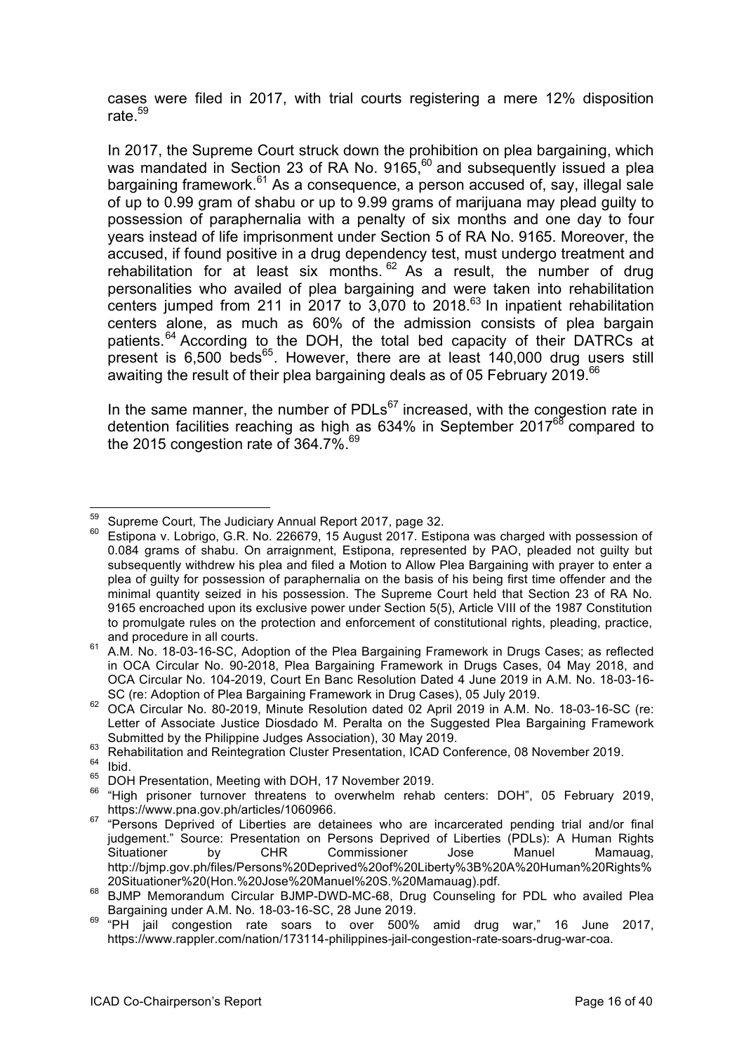cases were filed in 2017, with trial courts registering a mere 12% disposition rate.[59]

In 2017, the Supreme Court struck down the prohibition on plea bargaining, which was mandated in Section 23 of RA No. 9165,[60] and subsequently issued a plea bargaining framework.[61] As a consequence, a person accused of, say, illegal sale of up to 0.99 gram of shabu or up to 9.99 grams of marijuana may plead guilty to possession of paraphernalia with a penalty of six months and one day to four years instead of life imprisonment under Section 5 of RA No. 9165. Moreover, the accused, if found positive in a drug dependency test, must undergo treatment and rehabilitation for at least six months.[62] As a result, the number of drug personalities who availed of plea bargaining and were taken into rehabilitation centers jumped from 211 in 2017 to 3,070 to 2018.[63] In inpatient rehabilitation centers alone, as much as 60% of the admission consists of plea bargain patients.[64] According to the DOH, the total bed capacity of their DATRCs at present is 6,500 beds[65]. However, there are at least 140,000 drug users still awaiting the result of their plea bargaining deals as of 05 February 2019.[66]

In the same manner, the number of PDLs[67] increased, with the congestion rate in detention facilities reaching as high as 634% in September 2017[68] compared to the 2015 congestion rate of 364.7%.[69]

---

[59] Supreme Court, The Judiciary Annual Report 2017, page 32.

[60] Estipona v. Lobrigo, G.R. No. 226679, 15 August 2017. Estipona was charged with possession of 0.084 grams of shabu. On arraignment, Estipona, represented by PAO, pleaded not guilty but subsequently withdrew his plea and filed a Motion to Allow Plea Bargaining with prayer to enter a plea of guilty for possession of paraphernalia on the basis of his being first time offender and the minimal quantity seized in his possession. The Supreme Court held that Section 23 of RA No. 9165 encroached upon its exclusive power under Section 5(5), Article VIII of the 1987 Constitution to promulgate rules on the protection and enforcement of constitutional rights, pleading, practice, and procedure in all courts.

[61] A.M. No. 18-03-16-SC, Adoption of the Plea Bargaining Framework in Drugs Cases; as reflected in OCA Circular No. 90-2018, Plea Bargaining Framework in Drugs Cases, 04 May 2018, and OCA Circular No. 104-2019, Court En Banc Resolution Dated 4 June 2019 in A.M. No. 18-03-16-SC (re: Adoption of Plea Bargaining Framework in Drug Cases), 05 July 2019.

[62] OCA Circular No. 80-2019, Minute Resolution dated 02 April 2019 in A.M. No. 18-03-16-SC (re: Letter of Associate Justice Diosdado M. Peralta on the Suggested Plea Bargaining Framework Submitted by the Philippine Judges Association), 30 May 2019.

[63] Rehabilitation and Reintegration Cluster Presentation, ICAD Conference, 08 November 2019.

[64] Ibid.

[65] DOH Presentation, Meeting with DOH, 17 November 2019.

[66] "High prisoner turnover threatens to overwhelm rehab centers: DOH", 05 February 2019, https://www.pna.gov.ph/articles/1060966.

[67] "Persons Deprived of Liberties are detainees who are incarcerated pending trial and/or final judgement." Source: Presentation on Persons Deprived of Liberties (PDLs): A Human Rights Situationer by CHR Commissioner Jose Manuel Mamauag, http://bjmp.gov.ph/files/Persons%20Deprived%20of%20Liberty%3B%20A%20Human%20Rights%20Situationer%20(Hon.%20Jose%20Manuel%20S.%20Mamauag).pdf.

[68] BJMP Memorandum Circular BJMP-DWD-MC-68, Drug Counseling for PDL who availed Plea Bargaining under A.M. No. 18-03-16-SC, 28 June 2019.

[69] "PH jail congestion rate soars to over 500% amid drug war," 16 June 2017, https://www.rappler.com/nation/173114-philippines-jail-congestion-rate-soars-drug-war-coa.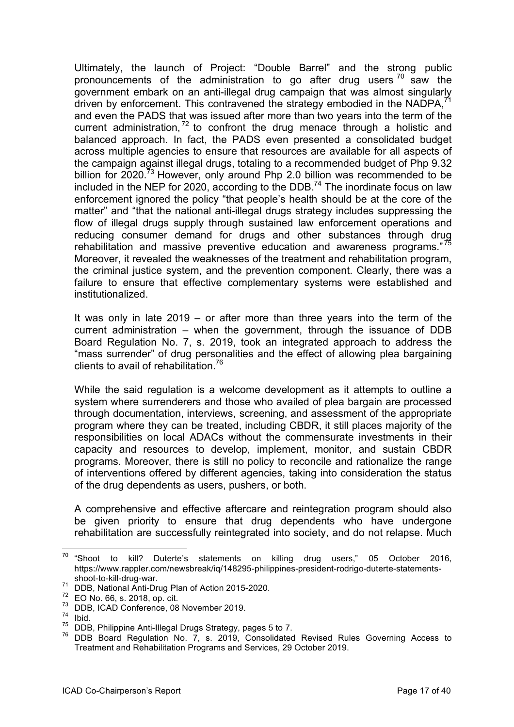Ultimately, the launch of Project: "Double Barrel" and the strong public pronouncements of the administration to go after drug users [70] saw the government embark on an anti-illegal drug campaign that was almost singularly driven by enforcement. This contravened the strategy embodied in the NADPA,[71] and even the PADS that was issued after more than two years into the term of the current administration,[72] to confront the drug menace through a holistic and balanced approach. In fact, the PADS even presented a consolidated budget across multiple agencies to ensure that resources are available for all aspects of the campaign against illegal drugs, totaling to a recommended budget of Php 9.32 billion for 2020.[73] However, only around Php 2.0 billion was recommended to be included in the NEP for 2020, according to the DDB.[74] The inordinate focus on law enforcement ignored the policy "that people's health should be at the core of the matter" and "that the national anti-illegal drugs strategy includes suppressing the flow of illegal drugs supply through sustained law enforcement operations and reducing consumer demand for drugs and other substances through drug rehabilitation and massive preventive education and awareness programs."[75] Moreover, it revealed the weaknesses of the treatment and rehabilitation program, the criminal justice system, and the prevention component. Clearly, there was a failure to ensure that effective complementary systems were established and institutionalized.

It was only in late 2019 – or after more than three years into the term of the current administration – when the government, through the issuance of DDB Board Regulation No. 7, s. 2019, took an integrated approach to address the "mass surrender" of drug personalities and the effect of allowing plea bargaining clients to avail of rehabilitation.[76]

While the said regulation is a welcome development as it attempts to outline a system where surrenderers and those who availed of plea bargain are processed through documentation, interviews, screening, and assessment of the appropriate program where they can be treated, including CBDR, it still places majority of the responsibilities on local ADACs without the commensurate investments in their capacity and resources to develop, implement, monitor, and sustain CBDR programs. Moreover, there is still no policy to reconcile and rationalize the range of interventions offered by different agencies, taking into consideration the status of the drug dependents as users, pushers, or both.

A comprehensive and effective aftercare and reintegration program should also be given priority to ensure that drug dependents who have undergone rehabilitation are successfully reintegrated into society, and do not relapse. Much

---

[70] "Shoot to kill? Duterte's statements on killing drug users," 05 October 2016, https://www.rappler.com/newsbreak/iq/148295-philippines-president-rodrigo-duterte-statements-shoot-to-kill-drug-war.

[71] DDB, National Anti-Drug Plan of Action 2015-2020.

[72] EO No. 66, s. 2018, op. cit.

[73] DDB, ICAD Conference, 08 November 2019.

[74] Ibid.

[75] DDB, Philippine Anti-Illegal Drugs Strategy, pages 5 to 7.

[76] DDB Board Regulation No. 7, s. 2019, Consolidated Revised Rules Governing Access to Treatment and Rehabilitation Programs and Services, 29 October 2019.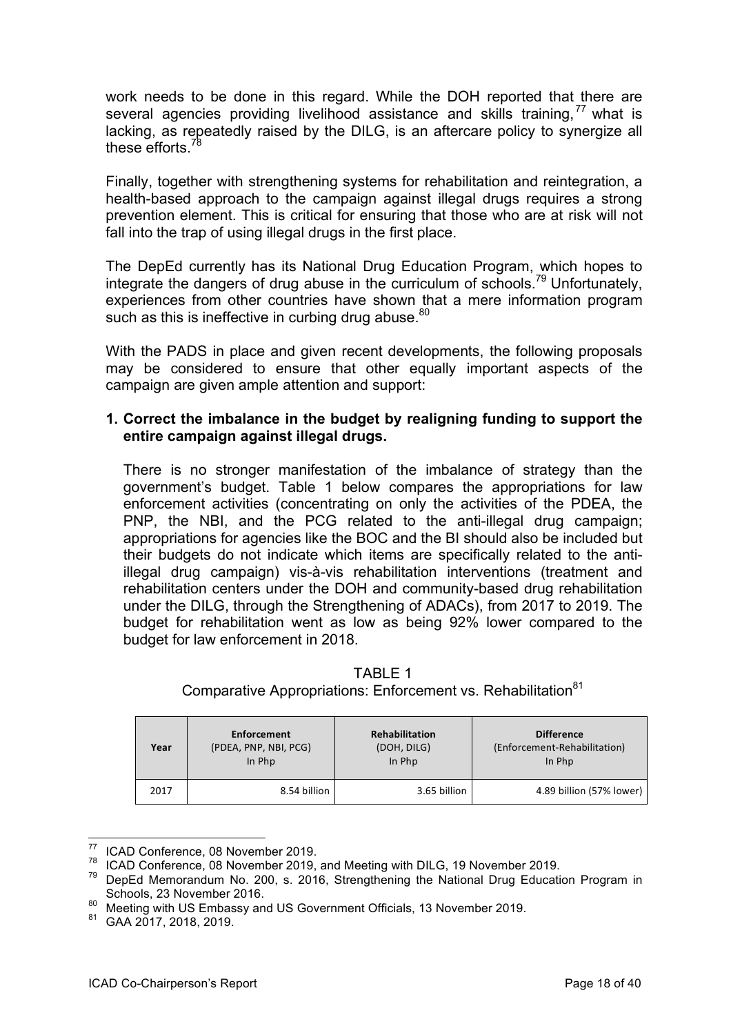work needs to be done in this regard. While the DOH reported that there are several agencies providing livelihood assistance and skills training,[77] what is lacking, as repeatedly raised by the DILG, is an aftercare policy to synergize all these efforts.[78]

Finally, together with strengthening systems for rehabilitation and reintegration, a health-based approach to the campaign against illegal drugs requires a strong prevention element. This is critical for ensuring that those who are at risk will not fall into the trap of using illegal drugs in the first place.

The DepEd currently has its National Drug Education Program, which hopes to integrate the dangers of drug abuse in the curriculum of schools.[79] Unfortunately, experiences from other countries have shown that a mere information program such as this is ineffective in curbing drug abuse.[80]

With the PADS in place and given recent developments, the following proposals may be considered to ensure that other equally important aspects of the campaign are given ample attention and support:

**1. Correct the imbalance in the budget by realigning funding to support the entire campaign against illegal drugs.**

There is no stronger manifestation of the imbalance of strategy than the government's budget. Table 1 below compares the appropriations for law enforcement activities (concentrating on only the activities of the PDEA, the PNP, the NBI, and the PCG related to the anti-illegal drug campaign; appropriations for agencies like the BOC and the BI should also be included but their budgets do not indicate which items are specifically related to the anti-illegal drug campaign) vis-à-vis rehabilitation interventions (treatment and rehabilitation centers under the DOH and community-based drug rehabilitation under the DILG, through the Strengthening of ADACs), from 2017 to 2019. The budget for rehabilitation went as low as being 92% lower compared to the budget for law enforcement in 2018.

TABLE 1
Comparative Appropriations: Enforcement vs. Rehabilitation[81]

| Year | Enforcement (PDEA, PNP, NBI, PCG) In Php | Rehabilitation (DOH, DILG) In Php | Difference (Enforcement-Rehabilitation) In Php |
|---|---|---|---|
| 2017 | 8.54 billion | 3.65 billion | 4.89 billion (57% lower) |

[77] ICAD Conference, 08 November 2019.
[78] ICAD Conference, 08 November 2019, and Meeting with DILG, 19 November 2019.
[79] DepEd Memorandum No. 200, s. 2016, Strengthening the National Drug Education Program in Schools, 23 November 2016.
[80] Meeting with US Embassy and US Government Officials, 13 November 2019.
[81] GAA 2017, 2018, 2019.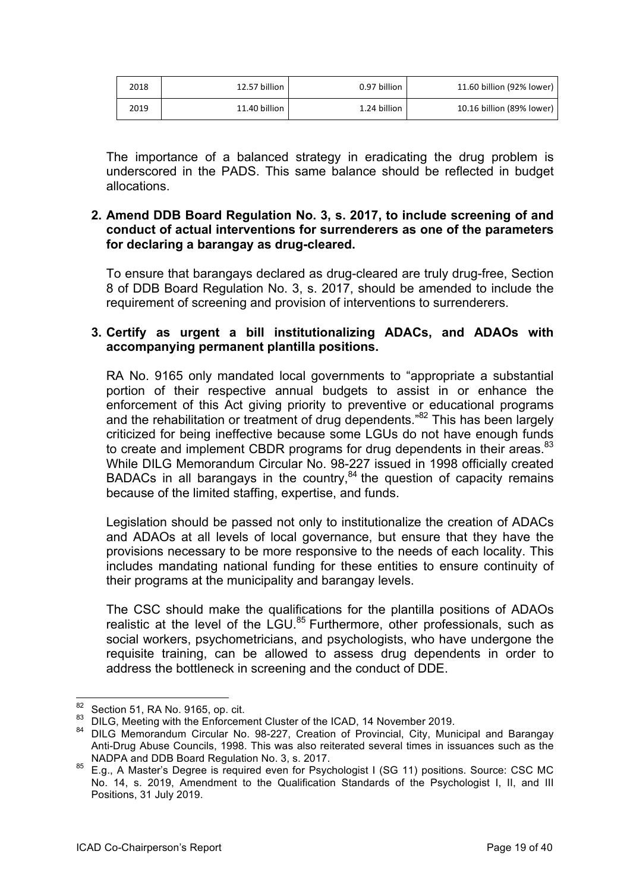| | | | |
|---|---|---|---|
| 2018 | 12.57 billion | 0.97 billion | 11.60 billion (92% lower) |
| 2019 | 11.40 billion | 1.24 billion | 10.16 billion (89% lower) |

The importance of a balanced strategy in eradicating the drug problem is underscored in the PADS. This same balance should be reflected in budget allocations.

**2. Amend DDB Board Regulation No. 3, s. 2017, to include screening of and conduct of actual interventions for surrenderers as one of the parameters for declaring a barangay as drug-cleared.**

To ensure that barangays declared as drug-cleared are truly drug-free, Section 8 of DDB Board Regulation No. 3, s. 2017, should be amended to include the requirement of screening and provision of interventions to surrenderers.

**3. Certify as urgent a bill institutionalizing ADACs, and ADAOs with accompanying permanent plantilla positions.**

RA No. 9165 only mandated local governments to "appropriate a substantial portion of their respective annual budgets to assist in or enhance the enforcement of this Act giving priority to preventive or educational programs and the rehabilitation or treatment of drug dependents."[82] This has been largely criticized for being ineffective because some LGUs do not have enough funds to create and implement CBDR programs for drug dependents in their areas.[83] While DILG Memorandum Circular No. 98-227 issued in 1998 officially created BADACs in all barangays in the country,[84] the question of capacity remains because of the limited staffing, expertise, and funds.

Legislation should be passed not only to institutionalize the creation of ADACs and ADAOs at all levels of local governance, but ensure that they have the provisions necessary to be more responsive to the needs of each locality. This includes mandating national funding for these entities to ensure continuity of their programs at the municipality and barangay levels.

The CSC should make the qualifications for the plantilla positions of ADAOs realistic at the level of the LGU.[85] Furthermore, other professionals, such as social workers, psychometricians, and psychologists, who have undergone the requisite training, can be allowed to assess drug dependents in order to address the bottleneck in screening and the conduct of DDE.

---

[82] Section 51, RA No. 9165, op. cit.

[83] DILG, Meeting with the Enforcement Cluster of the ICAD, 14 November 2019.

[84] DILG Memorandum Circular No. 98-227, Creation of Provincial, City, Municipal and Barangay Anti-Drug Abuse Councils, 1998. This was also reiterated several times in issuances such as the NADPA and DDB Board Regulation No. 3, s. 2017.

[85] E.g., A Master's Degree is required even for Psychologist I (SG 11) positions. Source: CSC MC No. 14, s. 2019, Amendment to the Qualification Standards of the Psychologist I, II, and III Positions, 31 July 2019.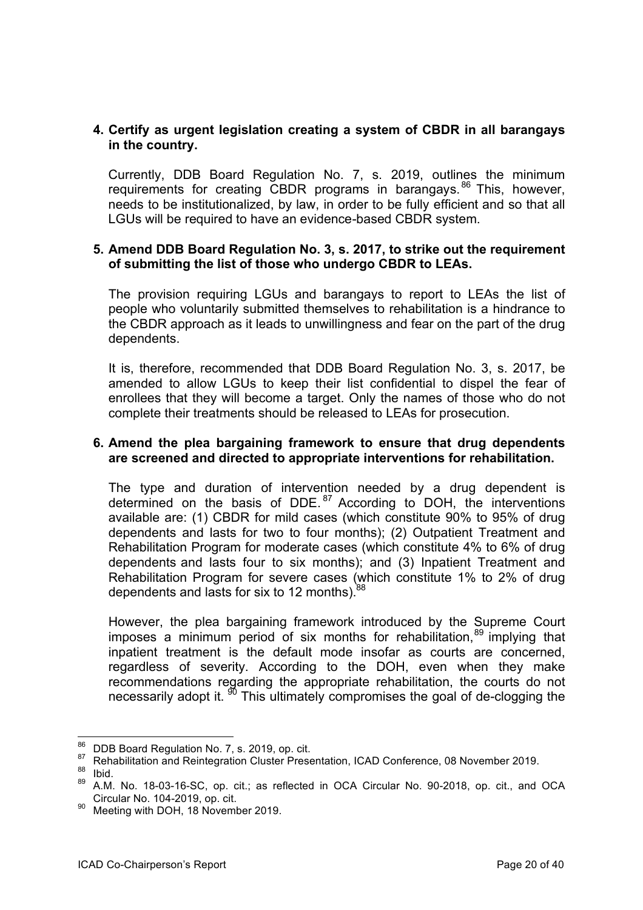4. **Certify as urgent legislation creating a system of CBDR in all barangays in the country.**

   Currently, DDB Board Regulation No. 7, s. 2019, outlines the minimum requirements for creating CBDR programs in barangays.[86] This, however, needs to be institutionalized, by law, in order to be fully efficient and so that all LGUs will be required to have an evidence-based CBDR system.

5. **Amend DDB Board Regulation No. 3, s. 2017, to strike out the requirement of submitting the list of those who undergo CBDR to LEAs.**

   The provision requiring LGUs and barangays to report to LEAs the list of people who voluntarily submitted themselves to rehabilitation is a hindrance to the CBDR approach as it leads to unwillingness and fear on the part of the drug dependents.

   It is, therefore, recommended that DDB Board Regulation No. 3, s. 2017, be amended to allow LGUs to keep their list confidential to dispel the fear of enrollees that they will become a target. Only the names of those who do not complete their treatments should be released to LEAs for prosecution.

6. **Amend the plea bargaining framework to ensure that drug dependents are screened and directed to appropriate interventions for rehabilitation.**

   The type and duration of intervention needed by a drug dependent is determined on the basis of DDE.[87] According to DOH, the interventions available are: (1) CBDR for mild cases (which constitute 90% to 95% of drug dependents and lasts for two to four months); (2) Outpatient Treatment and Rehabilitation Program for moderate cases (which constitute 4% to 6% of drug dependents and lasts four to six months); and (3) Inpatient Treatment and Rehabilitation Program for severe cases (which constitute 1% to 2% of drug dependents and lasts for six to 12 months).[88]

   However, the plea bargaining framework introduced by the Supreme Court imposes a minimum period of six months for rehabilitation,[89] implying that inpatient treatment is the default mode insofar as courts are concerned, regardless of severity. According to the DOH, even when they make recommendations regarding the appropriate rehabilitation, the courts do not necessarily adopt it.[90] This ultimately compromises the goal of de-clogging the

---

[86] DDB Board Regulation No. 7, s. 2019, op. cit.

[87] Rehabilitation and Reintegration Cluster Presentation, ICAD Conference, 08 November 2019.

[88] Ibid.

[89] A.M. No. 18-03-16-SC, op. cit.; as reflected in OCA Circular No. 90-2018, op. cit., and OCA Circular No. 104-2019, op. cit.

[90] Meeting with DOH, 18 November 2019.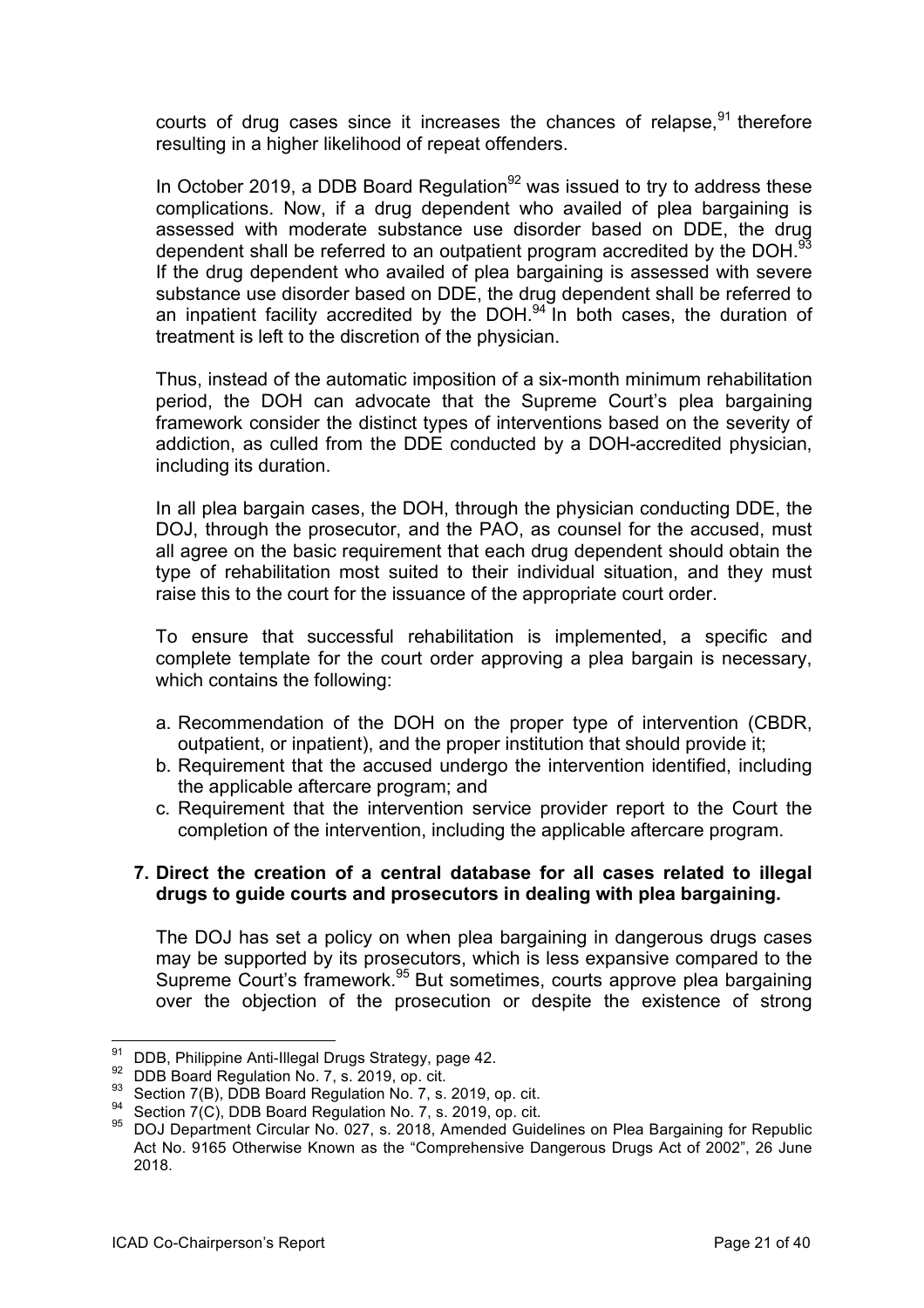courts of drug cases since it increases the chances of relapse,[91] therefore resulting in a higher likelihood of repeat offenders.

In October 2019, a DDB Board Regulation[92] was issued to try to address these complications. Now, if a drug dependent who availed of plea bargaining is assessed with moderate substance use disorder based on DDE, the drug dependent shall be referred to an outpatient program accredited by the DOH.[93] If the drug dependent who availed of plea bargaining is assessed with severe substance use disorder based on DDE, the drug dependent shall be referred to an inpatient facility accredited by the DOH.[94] In both cases, the duration of treatment is left to the discretion of the physician.

Thus, instead of the automatic imposition of a six-month minimum rehabilitation period, the DOH can advocate that the Supreme Court's plea bargaining framework consider the distinct types of interventions based on the severity of addiction, as culled from the DDE conducted by a DOH-accredited physician, including its duration.

In all plea bargain cases, the DOH, through the physician conducting DDE, the DOJ, through the prosecutor, and the PAO, as counsel for the accused, must all agree on the basic requirement that each drug dependent should obtain the type of rehabilitation most suited to their individual situation, and they must raise this to the court for the issuance of the appropriate court order.

To ensure that successful rehabilitation is implemented, a specific and complete template for the court order approving a plea bargain is necessary, which contains the following:

a. Recommendation of the DOH on the proper type of intervention (CBDR, outpatient, or inpatient), and the proper institution that should provide it;
b. Requirement that the accused undergo the intervention identified, including the applicable aftercare program; and
c. Requirement that the intervention service provider report to the Court the completion of the intervention, including the applicable aftercare program.

**7. Direct the creation of a central database for all cases related to illegal drugs to guide courts and prosecutors in dealing with plea bargaining.**

The DOJ has set a policy on when plea bargaining in dangerous drugs cases may be supported by its prosecutors, which is less expansive compared to the Supreme Court's framework.[95] But sometimes, courts approve plea bargaining over the objection of the prosecution or despite the existence of strong

---

[91] DDB, Philippine Anti-Illegal Drugs Strategy, page 42.

[92] DDB Board Regulation No. 7, s. 2019, op. cit.

[93] Section 7(B), DDB Board Regulation No. 7, s. 2019, op. cit.

[94] Section 7(C), DDB Board Regulation No. 7, s. 2019, op. cit.

[95] DOJ Department Circular No. 027, s. 2018, Amended Guidelines on Plea Bargaining for Republic Act No. 9165 Otherwise Known as the "Comprehensive Dangerous Drugs Act of 2002", 26 June 2018.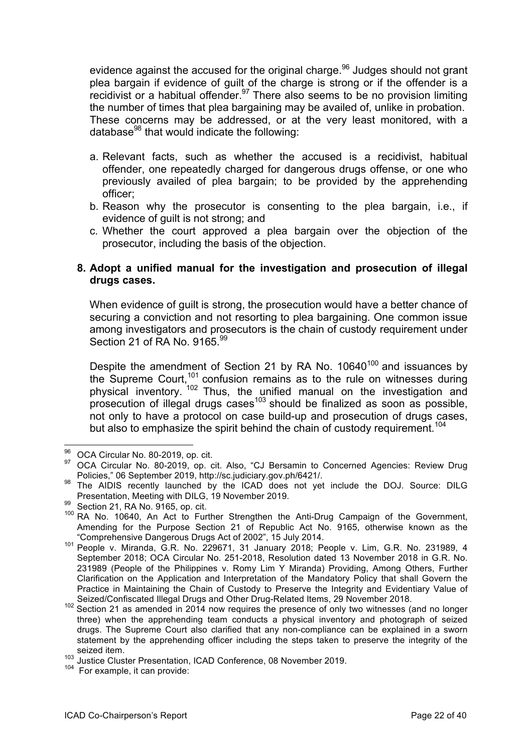evidence against the accused for the original charge.[96] Judges should not grant plea bargain if evidence of guilt of the charge is strong or if the offender is a recidivist or a habitual offender.[97] There also seems to be no provision limiting the number of times that plea bargaining may be availed of, unlike in probation. These concerns may be addressed, or at the very least monitored, with a database[98] that would indicate the following:

a. Relevant facts, such as whether the accused is a recidivist, habitual offender, one repeatedly charged for dangerous drugs offense, or one who previously availed of plea bargain; to be provided by the apprehending officer;
b. Reason why the prosecutor is consenting to the plea bargain, i.e., if evidence of guilt is not strong; and
c. Whether the court approved a plea bargain over the objection of the prosecutor, including the basis of the objection.

**8. Adopt a unified manual for the investigation and prosecution of illegal drugs cases.**

When evidence of guilt is strong, the prosecution would have a better chance of securing a conviction and not resorting to plea bargaining. One common issue among investigators and prosecutors is the chain of custody requirement under Section 21 of RA No. 9165.[99]

Despite the amendment of Section 21 by RA No. 10640[100] and issuances by the Supreme Court,[101] confusion remains as to the rule on witnesses during physical inventory.[102] Thus, the unified manual on the investigation and prosecution of illegal drugs cases[103] should be finalized as soon as possible, not only to have a protocol on case build-up and prosecution of drugs cases, but also to emphasize the spirit behind the chain of custody requirement.[104]

---

[96] OCA Circular No. 80-2019, op. cit.

[97] OCA Circular No. 80-2019, op. cit. Also, "CJ Bersamin to Concerned Agencies: Review Drug Policies," 06 September 2019, http://sc.judiciary.gov.ph/6421/.

[98] The AIDIS recently launched by the ICAD does not yet include the DOJ. Source: DILG Presentation, Meeting with DILG, 19 November 2019.

[99] Section 21, RA No. 9165, op. cit.

[100] RA No. 10640, An Act to Further Strengthen the Anti-Drug Campaign of the Government, Amending for the Purpose Section 21 of Republic Act No. 9165, otherwise known as the "Comprehensive Dangerous Drugs Act of 2002", 15 July 2014.

[101] People v. Miranda, G.R. No. 229671, 31 January 2018; People v. Lim, G.R. No. 231989, 4 September 2018; OCA Circular No. 251-2018, Resolution dated 13 November 2018 in G.R. No. 231989 (People of the Philippines v. Romy Lim Y Miranda) Providing, Among Others, Further Clarification on the Application and Interpretation of the Mandatory Policy that shall Govern the Practice in Maintaining the Chain of Custody to Preserve the Integrity and Evidentiary Value of Seized/Confiscated Illegal Drugs and Other Drug-Related Items, 29 November 2018.

[102] Section 21 as amended in 2014 now requires the presence of only two witnesses (and no longer three) when the apprehending team conducts a physical inventory and photograph of seized drugs. The Supreme Court also clarified that any non-compliance can be explained in a sworn statement by the apprehending officer including the steps taken to preserve the integrity of the seized item.

[103] Justice Cluster Presentation, ICAD Conference, 08 November 2019.

[104] For example, it can provide: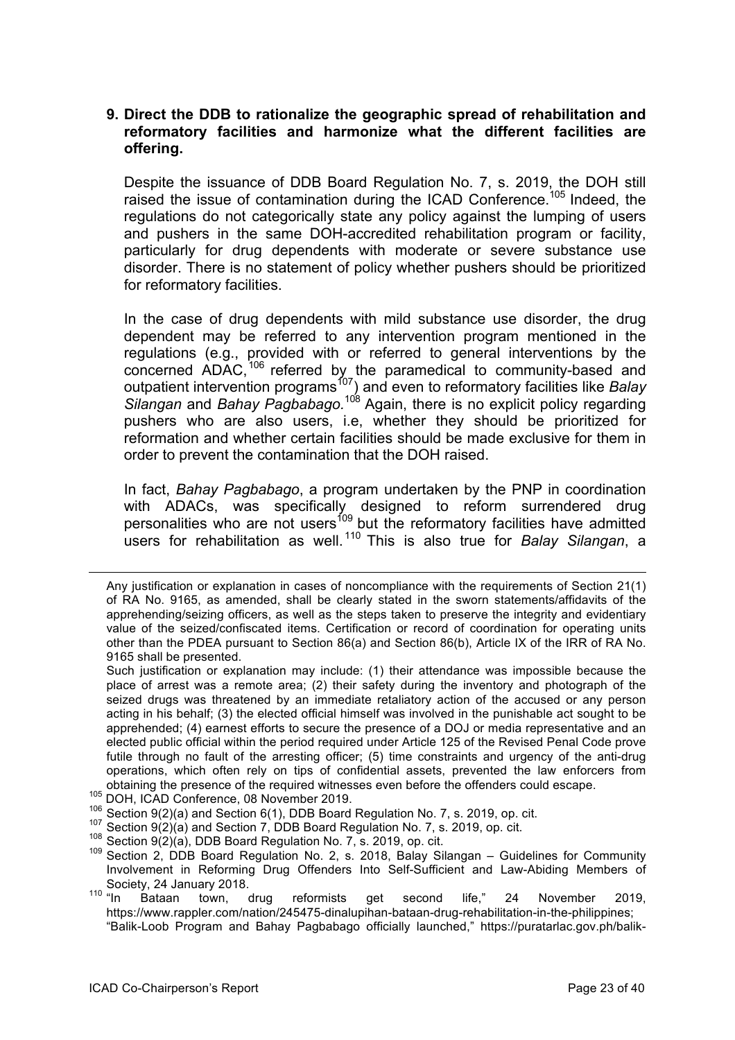**9. Direct the DDB to rationalize the geographic spread of rehabilitation and reformatory facilities and harmonize what the different facilities are offering.**

Despite the issuance of DDB Board Regulation No. 7, s. 2019, the DOH still raised the issue of contamination during the ICAD Conference.[105] Indeed, the regulations do not categorically state any policy against the lumping of users and pushers in the same DOH-accredited rehabilitation program or facility, particularly for drug dependents with moderate or severe substance use disorder. There is no statement of policy whether pushers should be prioritized for reformatory facilities.

In the case of drug dependents with mild substance use disorder, the drug dependent may be referred to any intervention program mentioned in the regulations (e.g., provided with or referred to general interventions by the concerned ADAC,[106] referred by the paramedical to community-based and outpatient intervention programs[107]) and even to reformatory facilities like *Balay Silangan* and *Bahay Pagbabago.*[108] Again, there is no explicit policy regarding pushers who are also users, i.e, whether they should be prioritized for reformation and whether certain facilities should be made exclusive for them in order to prevent the contamination that the DOH raised.

In fact, *Bahay Pagbabago*, a program undertaken by the PNP in coordination with ADACs, was specifically designed to reform surrendered drug personalities who are not users[109] but the reformatory facilities have admitted users for rehabilitation as well.[110] This is also true for *Balay Silangan*, a

---

Any justification or explanation in cases of noncompliance with the requirements of Section 21(1) of RA No. 9165, as amended, shall be clearly stated in the sworn statements/affidavits of the apprehending/seizing officers, as well as the steps taken to preserve the integrity and evidentiary value of the seized/confiscated items. Certification or record of coordination for operating units other than the PDEA pursuant to Section 86(a) and Section 86(b), Article IX of the IRR of RA No. 9165 shall be presented.

Such justification or explanation may include: (1) their attendance was impossible because the place of arrest was a remote area; (2) their safety during the inventory and photograph of the seized drugs was threatened by an immediate retaliatory action of the accused or any person acting in his behalf; (3) the elected official himself was involved in the punishable act sought to be apprehended; (4) earnest efforts to secure the presence of a DOJ or media representative and an elected public official within the period required under Article 125 of the Revised Penal Code prove futile through no fault of the arresting officer; (5) time constraints and urgency of the anti-drug operations, which often rely on tips of confidential assets, prevented the law enforcers from obtaining the presence of the required witnesses even before the offenders could escape.

[105] DOH, ICAD Conference, 08 November 2019.

[106] Section 9(2)(a) and Section 6(1), DDB Board Regulation No. 7, s. 2019, op. cit.

[107] Section 9(2)(a) and Section 7, DDB Board Regulation No. 7, s. 2019, op. cit.

[108] Section 9(2)(a), DDB Board Regulation No. 7, s. 2019, op. cit.

[109] Section 2, DDB Board Regulation No. 2, s. 2018, Balay Silangan – Guidelines for Community Involvement in Reforming Drug Offenders Into Self-Sufficient and Law-Abiding Members of Society, 24 January 2018.

[110] "In Bataan town, drug reformists get second life," 24 November 2019, https://www.rappler.com/nation/245475-dinalupihan-bataan-drug-rehabilitation-in-the-philippines; "Balik-Loob Program and Bahay Pagbabago officially launched," https://puratarlac.gov.ph/balik-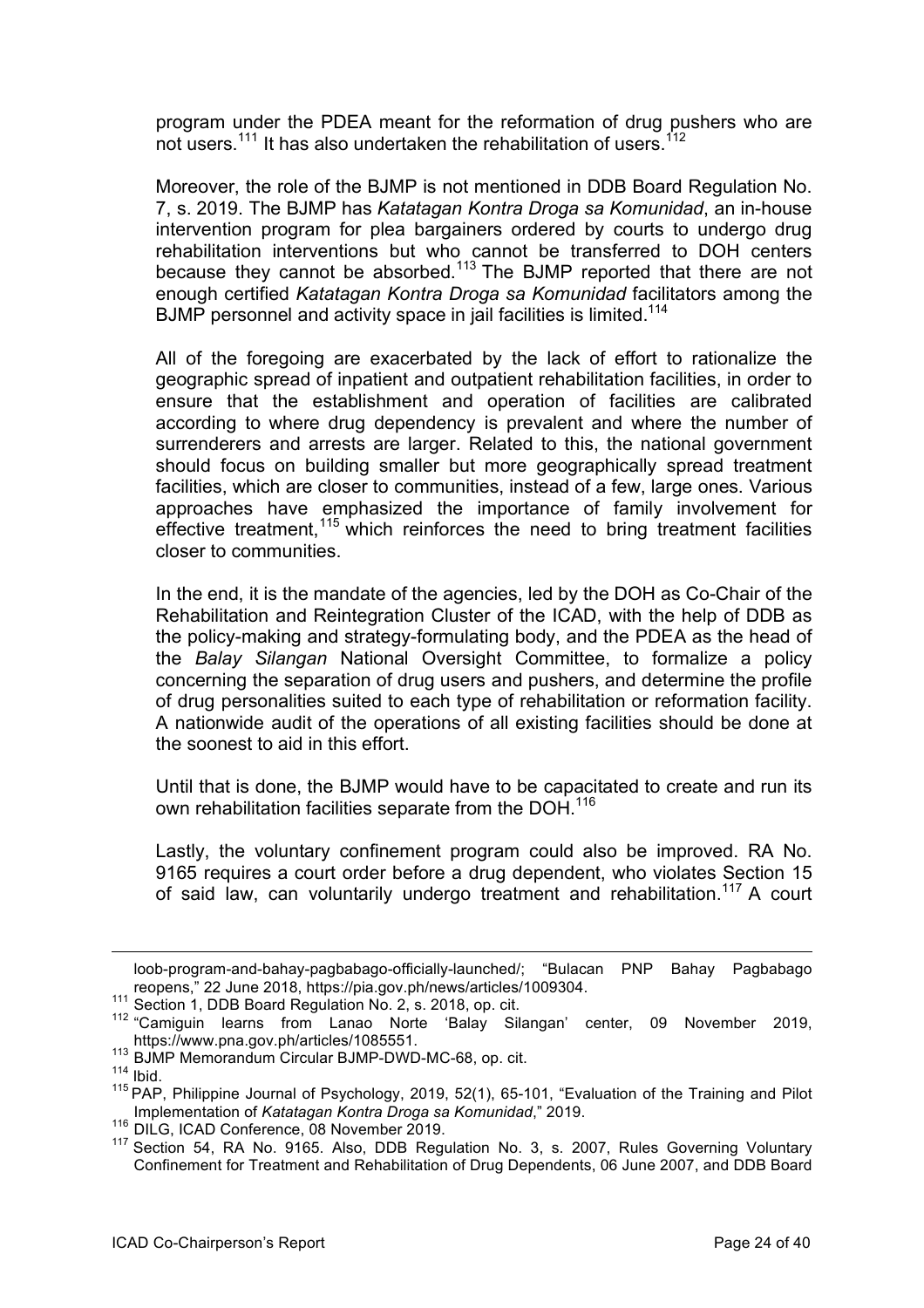program under the PDEA meant for the reformation of drug pushers who are not users.[111] It has also undertaken the rehabilitation of users.[112]

Moreover, the role of the BJMP is not mentioned in DDB Board Regulation No. 7, s. 2019. The BJMP has *Katatagan Kontra Droga sa Komunidad*, an in-house intervention program for plea bargainers ordered by courts to undergo drug rehabilitation interventions but who cannot be transferred to DOH centers because they cannot be absorbed.[113] The BJMP reported that there are not enough certified *Katatagan Kontra Droga sa Komunidad* facilitators among the BJMP personnel and activity space in jail facilities is limited.[114]

All of the foregoing are exacerbated by the lack of effort to rationalize the geographic spread of inpatient and outpatient rehabilitation facilities, in order to ensure that the establishment and operation of facilities are calibrated according to where drug dependency is prevalent and where the number of surrenderers and arrests are larger. Related to this, the national government should focus on building smaller but more geographically spread treatment facilities, which are closer to communities, instead of a few, large ones. Various approaches have emphasized the importance of family involvement for effective treatment,[115] which reinforces the need to bring treatment facilities closer to communities.

In the end, it is the mandate of the agencies, led by the DOH as Co-Chair of the Rehabilitation and Reintegration Cluster of the ICAD, with the help of DDB as the policy-making and strategy-formulating body, and the PDEA as the head of the *Balay Silangan* National Oversight Committee, to formalize a policy concerning the separation of drug users and pushers, and determine the profile of drug personalities suited to each type of rehabilitation or reformation facility. A nationwide audit of the operations of all existing facilities should be done at the soonest to aid in this effort.

Until that is done, the BJMP would have to be capacitated to create and run its own rehabilitation facilities separate from the DOH.[116]

Lastly, the voluntary confinement program could also be improved. RA No. 9165 requires a court order before a drug dependent, who violates Section 15 of said law, can voluntarily undergo treatment and rehabilitation.[117] A court

---

loob-program-and-bahay-pagbabago-officially-launched/; "Bulacan PNP Bahay Pagbabago reopens," 22 June 2018, https://pia.gov.ph/news/articles/1009304.

[111] Section 1, DDB Board Regulation No. 2, s. 2018, op. cit.

[112] "Camiguin learns from Lanao Norte 'Balay Silangan' center, 09 November 2019, https://www.pna.gov.ph/articles/1085551.

[113] BJMP Memorandum Circular BJMP-DWD-MC-68, op. cit.

[114] Ibid.

[115] PAP, Philippine Journal of Psychology, 2019, 52(1), 65-101, "Evaluation of the Training and Pilot Implementation of *Katatagan Kontra Droga sa Komunidad*," 2019.

[116] DILG, ICAD Conference, 08 November 2019.

[117] Section 54, RA No. 9165. Also, DDB Regulation No. 3, s. 2007, Rules Governing Voluntary Confinement for Treatment and Rehabilitation of Drug Dependents, 06 June 2007, and DDB Board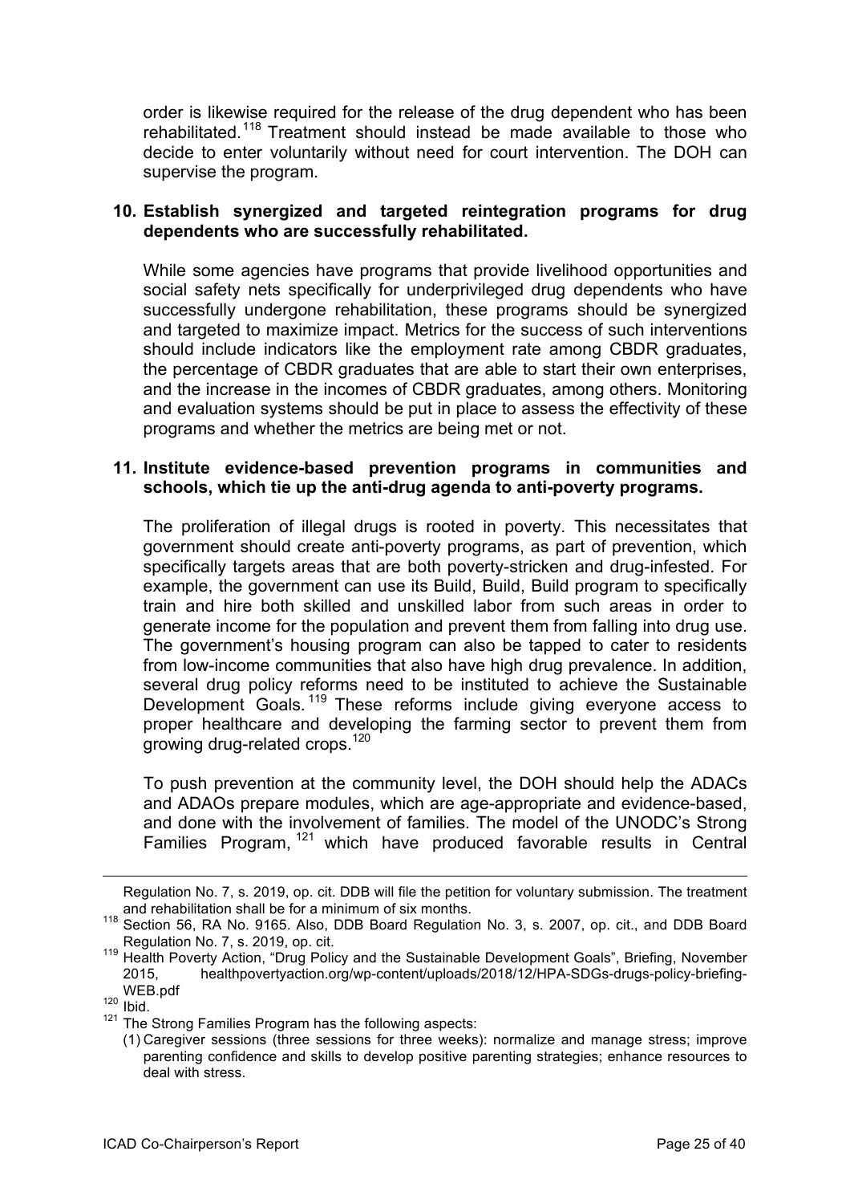order is likewise required for the release of the drug dependent who has been rehabilitated.[118] Treatment should instead be made available to those who decide to enter voluntarily without need for court intervention. The DOH can supervise the program.

**10. Establish synergized and targeted reintegration programs for drug dependents who are successfully rehabilitated.**

While some agencies have programs that provide livelihood opportunities and social safety nets specifically for underprivileged drug dependents who have successfully undergone rehabilitation, these programs should be synergized and targeted to maximize impact. Metrics for the success of such interventions should include indicators like the employment rate among CBDR graduates, the percentage of CBDR graduates that are able to start their own enterprises, and the increase in the incomes of CBDR graduates, among others. Monitoring and evaluation systems should be put in place to assess the effectivity of these programs and whether the metrics are being met or not.

**11. Institute evidence-based prevention programs in communities and schools, which tie up the anti-drug agenda to anti-poverty programs.**

The proliferation of illegal drugs is rooted in poverty. This necessitates that government should create anti-poverty programs, as part of prevention, which specifically targets areas that are both poverty-stricken and drug-infested. For example, the government can use its Build, Build, Build program to specifically train and hire both skilled and unskilled labor from such areas in order to generate income for the population and prevent them from falling into drug use. The government's housing program can also be tapped to cater to residents from low-income communities that also have high drug prevalence. In addition, several drug policy reforms need to be instituted to achieve the Sustainable Development Goals.[119] These reforms include giving everyone access to proper healthcare and developing the farming sector to prevent them from growing drug-related crops.[120]

To push prevention at the community level, the DOH should help the ADACs and ADAOs prepare modules, which are age-appropriate and evidence-based, and done with the involvement of families. The model of the UNODC's Strong Families Program,[121] which have produced favorable results in Central

---

Regulation No. 7, s. 2019, op. cit. DDB will file the petition for voluntary submission. The treatment and rehabilitation shall be for a minimum of six months.

[118] Section 56, RA No. 9165. Also, DDB Board Regulation No. 3, s. 2007, op. cit., and DDB Board Regulation No. 7, s. 2019, op. cit.

[119] Health Poverty Action, "Drug Policy and the Sustainable Development Goals", Briefing, November 2015, healthpovertyaction.org/wp-content/uploads/2018/12/HPA-SDGs-drugs-policy-briefing-WEB.pdf

[120] Ibid.

[121] The Strong Families Program has the following aspects:

(1) Caregiver sessions (three sessions for three weeks): normalize and manage stress; improve parenting confidence and skills to develop positive parenting strategies; enhance resources to deal with stress.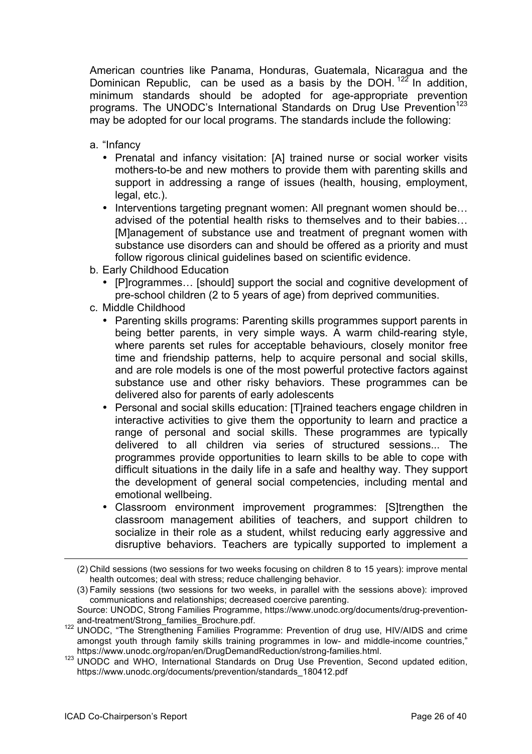American countries like Panama, Honduras, Guatemala, Nicaragua and the Dominican Republic, can be used as a basis by the DOH.[122] In addition, minimum standards should be adopted for age-appropriate prevention programs. The UNODC's International Standards on Drug Use Prevention[123] may be adopted for our local programs. The standards include the following:

a. "Infancy
   - Prenatal and infancy visitation: [A] trained nurse or social worker visits mothers-to-be and new mothers to provide them with parenting skills and support in addressing a range of issues (health, housing, employment, legal, etc.).
   - Interventions targeting pregnant women: All pregnant women should be… advised of the potential health risks to themselves and to their babies… [M]anagement of substance use and treatment of pregnant women with substance use disorders can and should be offered as a priority and must follow rigorous clinical guidelines based on scientific evidence.

b. Early Childhood Education
   - [P]rogrammes… [should] support the social and cognitive development of pre-school children (2 to 5 years of age) from deprived communities.

c. Middle Childhood
   - Parenting skills programs: Parenting skills programmes support parents in being better parents, in very simple ways. A warm child-rearing style, where parents set rules for acceptable behaviours, closely monitor free time and friendship patterns, help to acquire personal and social skills, and are role models is one of the most powerful protective factors against substance use and other risky behaviors. These programmes can be delivered also for parents of early adolescents
   - Personal and social skills education: [T]rained teachers engage children in interactive activities to give them the opportunity to learn and practice a range of personal and social skills. These programmes are typically delivered to all children via series of structured sessions... The programmes provide opportunities to learn skills to be able to cope with difficult situations in the daily life in a safe and healthy way. They support the development of general social competencies, including mental and emotional wellbeing.
   - Classroom environment improvement programmes: [S]trengthen the classroom management abilities of teachers, and support children to socialize in their role as a student, whilst reducing early aggressive and disruptive behaviors. Teachers are typically supported to implement a

---

(2) Child sessions (two sessions for two weeks focusing on children 8 to 15 years): improve mental health outcomes; deal with stress; reduce challenging behavior.

(3) Family sessions (two sessions for two weeks, in parallel with the sessions above): improved communications and relationships; decreased coercive parenting.

Source: UNODC, Strong Families Programme, https://www.unodc.org/documents/drug-prevention-and-treatment/Strong_families_Brochure.pdf.

[122] UNODC, "The Strengthening Families Programme: Prevention of drug use, HIV/AIDS and crime amongst youth through family skills training programmes in low- and middle-income countries," https://www.unodc.org/ropan/en/DrugDemandReduction/strong-families.html.

[123] UNODC and WHO, International Standards on Drug Use Prevention, Second updated edition, https://www.unodc.org/documents/prevention/standards_180412.pdf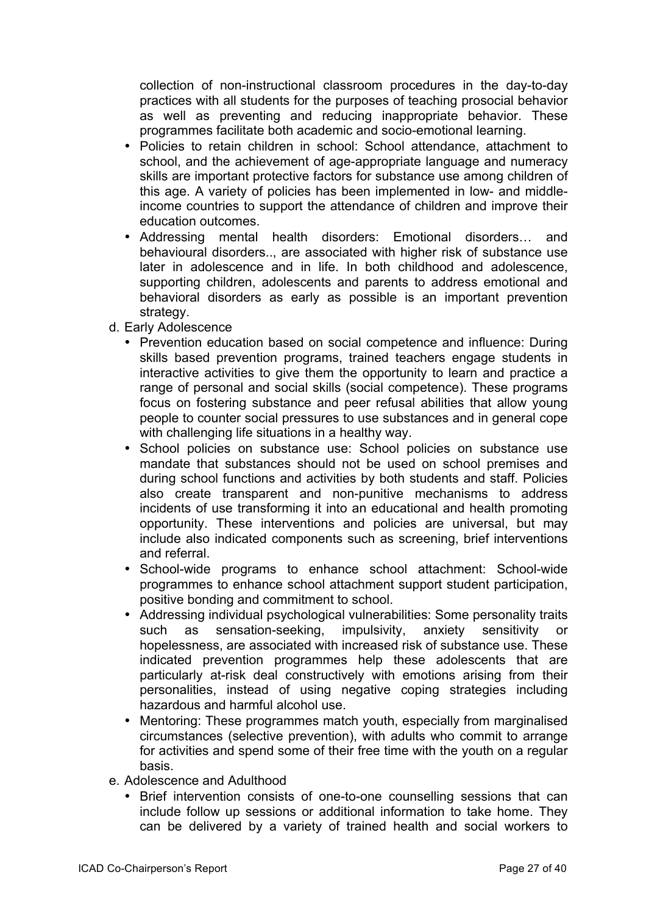collection of non-instructional classroom procedures in the day-to-day practices with all students for the purposes of teaching prosocial behavior as well as preventing and reducing inappropriate behavior. These programmes facilitate both academic and socio-emotional learning.

- Policies to retain children in school: School attendance, attachment to school, and the achievement of age-appropriate language and numeracy skills are important protective factors for substance use among children of this age. A variety of policies has been implemented in low- and middle-income countries to support the attendance of children and improve their education outcomes.
- Addressing mental health disorders: Emotional disorders… and behavioural disorders.., are associated with higher risk of substance use later in adolescence and in life. In both childhood and adolescence, supporting children, adolescents and parents to address emotional and behavioral disorders as early as possible is an important prevention strategy.

d. Early Adolescence

- Prevention education based on social competence and influence: During skills based prevention programs, trained teachers engage students in interactive activities to give them the opportunity to learn and practice a range of personal and social skills (social competence). These programs focus on fostering substance and peer refusal abilities that allow young people to counter social pressures to use substances and in general cope with challenging life situations in a healthy way.
- School policies on substance use: School policies on substance use mandate that substances should not be used on school premises and during school functions and activities by both students and staff. Policies also create transparent and non-punitive mechanisms to address incidents of use transforming it into an educational and health promoting opportunity. These interventions and policies are universal, but may include also indicated components such as screening, brief interventions and referral.
- School-wide programs to enhance school attachment: School-wide programmes to enhance school attachment support student participation, positive bonding and commitment to school.
- Addressing individual psychological vulnerabilities: Some personality traits such as sensation-seeking, impulsivity, anxiety sensitivity or hopelessness, are associated with increased risk of substance use. These indicated prevention programmes help these adolescents that are particularly at-risk deal constructively with emotions arising from their personalities, instead of using negative coping strategies including hazardous and harmful alcohol use.
- Mentoring: These programmes match youth, especially from marginalised circumstances (selective prevention), with adults who commit to arrange for activities and spend some of their free time with the youth on a regular basis.

e. Adolescence and Adulthood

- Brief intervention consists of one-to-one counselling sessions that can include follow up sessions or additional information to take home. They can be delivered by a variety of trained health and social workers to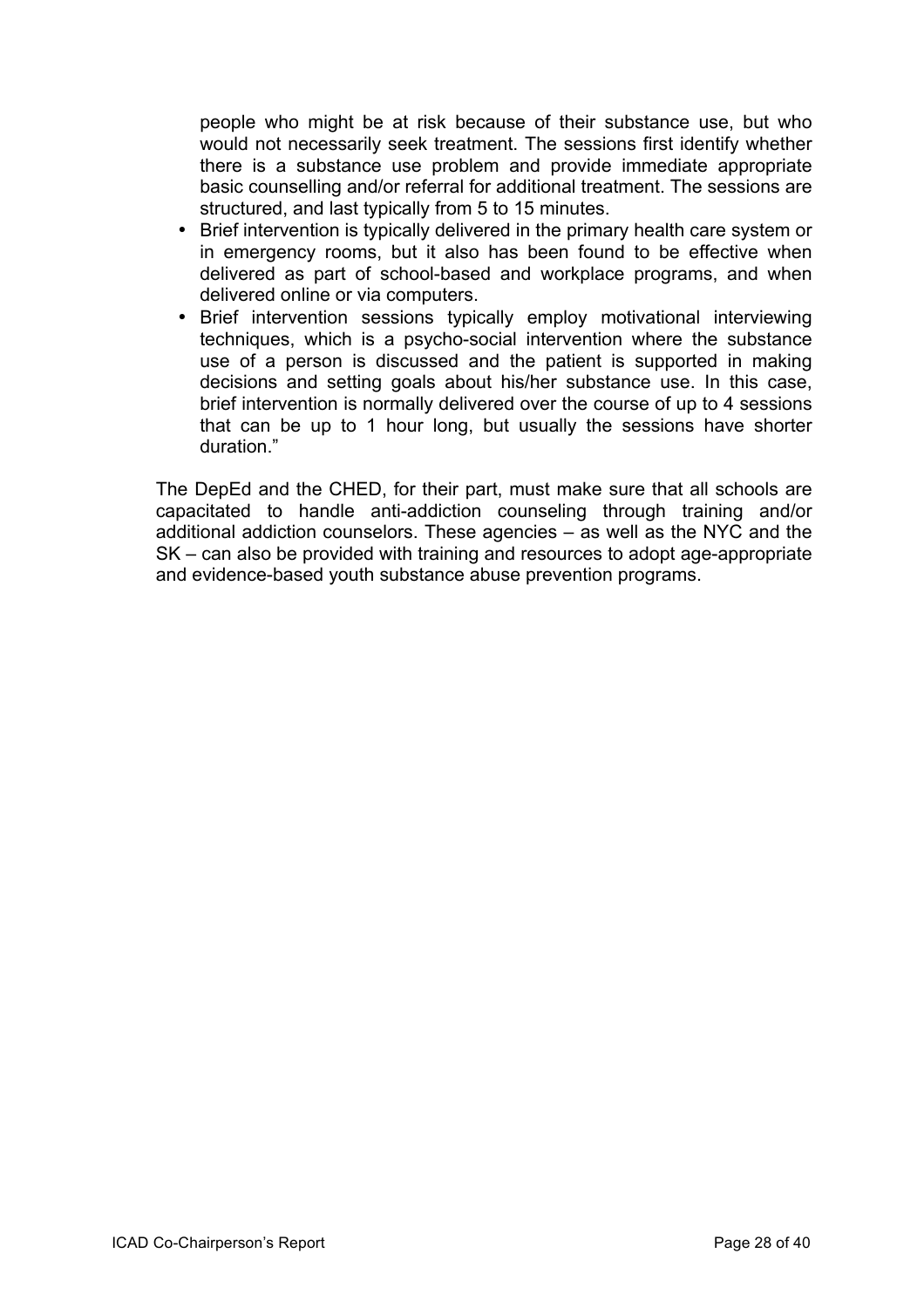people who might be at risk because of their substance use, but who would not necessarily seek treatment. The sessions first identify whether there is a substance use problem and provide immediate appropriate basic counselling and/or referral for additional treatment. The sessions are structured, and last typically from 5 to 15 minutes.

- Brief intervention is typically delivered in the primary health care system or in emergency rooms, but it also has been found to be effective when delivered as part of school-based and workplace programs, and when delivered online or via computers.
- Brief intervention sessions typically employ motivational interviewing techniques, which is a psycho-social intervention where the substance use of a person is discussed and the patient is supported in making decisions and setting goals about his/her substance use. In this case, brief intervention is normally delivered over the course of up to 4 sessions that can be up to 1 hour long, but usually the sessions have shorter duration."

The DepEd and the CHED, for their part, must make sure that all schools are capacitated to handle anti-addiction counseling through training and/or additional addiction counselors. These agencies – as well as the NYC and the SK – can also be provided with training and resources to adopt age-appropriate and evidence-based youth substance abuse prevention programs.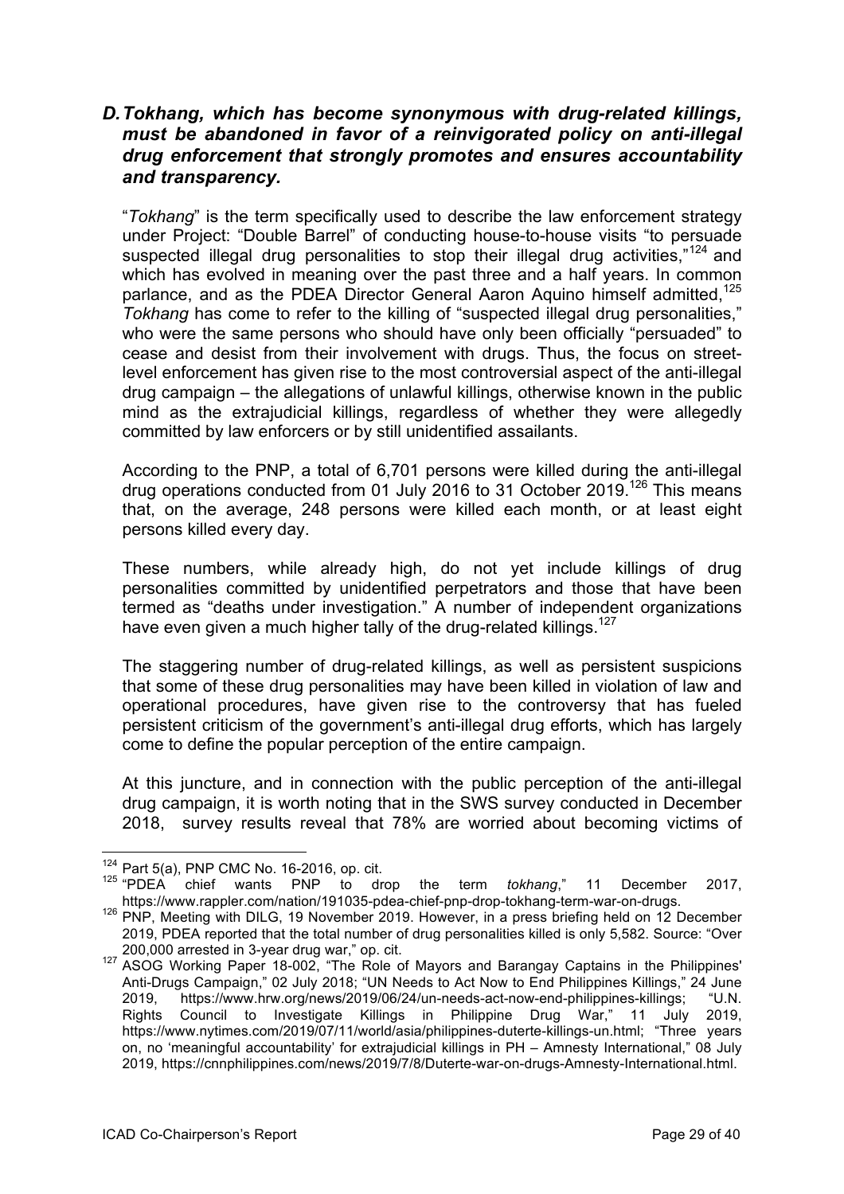### *D. Tokhang, which has become synonymous with drug-related killings, must be abandoned in favor of a reinvigorated policy on anti-illegal drug enforcement that strongly promotes and ensures accountability and transparency.*

"*Tokhang*" is the term specifically used to describe the law enforcement strategy under Project: "Double Barrel" of conducting house-to-house visits "to persuade suspected illegal drug personalities to stop their illegal drug activities,"[124] and which has evolved in meaning over the past three and a half years. In common parlance, and as the PDEA Director General Aaron Aquino himself admitted,[125] *Tokhang* has come to refer to the killing of "suspected illegal drug personalities," who were the same persons who should have only been officially "persuaded" to cease and desist from their involvement with drugs. Thus, the focus on street-level enforcement has given rise to the most controversial aspect of the anti-illegal drug campaign – the allegations of unlawful killings, otherwise known in the public mind as the extrajudicial killings, regardless of whether they were allegedly committed by law enforcers or by still unidentified assailants.

According to the PNP, a total of 6,701 persons were killed during the anti-illegal drug operations conducted from 01 July 2016 to 31 October 2019.[126] This means that, on the average, 248 persons were killed each month, or at least eight persons killed every day.

These numbers, while already high, do not yet include killings of drug personalities committed by unidentified perpetrators and those that have been termed as "deaths under investigation." A number of independent organizations have even given a much higher tally of the drug-related killings.[127]

The staggering number of drug-related killings, as well as persistent suspicions that some of these drug personalities may have been killed in violation of law and operational procedures, have given rise to the controversy that has fueled persistent criticism of the government's anti-illegal drug efforts, which has largely come to define the popular perception of the entire campaign.

At this juncture, and in connection with the public perception of the anti-illegal drug campaign, it is worth noting that in the SWS survey conducted in December 2018, survey results reveal that 78% are worried about becoming victims of

---

[124] Part 5(a), PNP CMC No. 16-2016, op. cit.

[125] "PDEA chief wants PNP to drop the term *tokhang*," 11 December 2017, https://www.rappler.com/nation/191035-pdea-chief-pnp-drop-tokhang-term-war-on-drugs.

[126] PNP, Meeting with DILG, 19 November 2019. However, in a press briefing held on 12 December 2019, PDEA reported that the total number of drug personalities killed is only 5,582. Source: "Over 200,000 arrested in 3-year drug war," op. cit.

[127] ASOG Working Paper 18-002, "The Role of Mayors and Barangay Captains in the Philippines' Anti-Drugs Campaign," 02 July 2018; "UN Needs to Act Now to End Philippines Killings," 24 June 2019, https://www.hrw.org/news/2019/06/24/un-needs-act-now-end-philippines-killings; "U.N. Rights Council to Investigate Killings in Philippine Drug War," 11 July 2019, https://www.nytimes.com/2019/07/11/world/asia/philippines-duterte-killings-un.html; "Three years on, no 'meaningful accountability' for extrajudicial killings in PH – Amnesty International," 08 July 2019, https://cnnphilippines.com/news/2019/7/8/Duterte-war-on-drugs-Amnesty-International.html.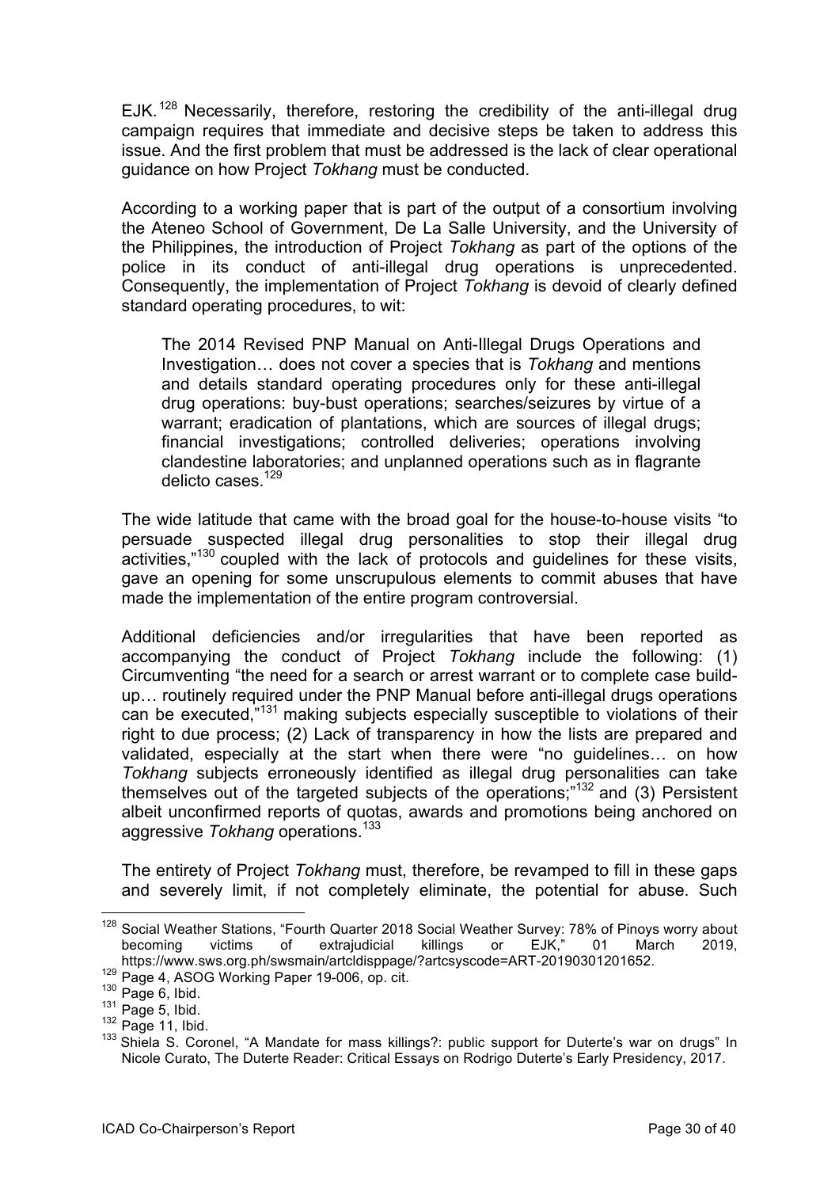EJK.[128] Necessarily, therefore, restoring the credibility of the anti-illegal drug campaign requires that immediate and decisive steps be taken to address this issue. And the first problem that must be addressed is the lack of clear operational guidance on how Project *Tokhang* must be conducted.

According to a working paper that is part of the output of a consortium involving the Ateneo School of Government, De La Salle University, and the University of the Philippines, the introduction of Project *Tokhang* as part of the options of the police in its conduct of anti-illegal drug operations is unprecedented. Consequently, the implementation of Project *Tokhang* is devoid of clearly defined standard operating procedures, to wit:

> The 2014 Revised PNP Manual on Anti-Illegal Drugs Operations and Investigation… does not cover a species that is *Tokhang* and mentions and details standard operating procedures only for these anti-illegal drug operations: buy-bust operations; searches/seizures by virtue of a warrant; eradication of plantations, which are sources of illegal drugs; financial investigations; controlled deliveries; operations involving clandestine laboratories; and unplanned operations such as in flagrante delicto cases.[129]

The wide latitude that came with the broad goal for the house-to-house visits "to persuade suspected illegal drug personalities to stop their illegal drug activities,"[130] coupled with the lack of protocols and guidelines for these visits, gave an opening for some unscrupulous elements to commit abuses that have made the implementation of the entire program controversial.

Additional deficiencies and/or irregularities that have been reported as accompanying the conduct of Project *Tokhang* include the following: (1) Circumventing "the need for a search or arrest warrant or to complete case build-up… routinely required under the PNP Manual before anti-illegal drugs operations can be executed,"[131] making subjects especially susceptible to violations of their right to due process; (2) Lack of transparency in how the lists are prepared and validated, especially at the start when there were "no guidelines… on how *Tokhang* subjects erroneously identified as illegal drug personalities can take themselves out of the targeted subjects of the operations;"[132] and (3) Persistent albeit unconfirmed reports of quotas, awards and promotions being anchored on aggressive *Tokhang* operations.[133]

The entirety of Project *Tokhang* must, therefore, be revamped to fill in these gaps and severely limit, if not completely eliminate, the potential for abuse. Such

---

[128] Social Weather Stations, "Fourth Quarter 2018 Social Weather Survey: 78% of Pinoys worry about becoming victims of extrajudicial killings or EJK," 01 March 2019, https://www.sws.org.ph/swsmain/artcldisppage/?artcsyscode=ART-20190301201652.

[129] Page 4, ASOG Working Paper 19-006, op. cit.

[130] Page 6, Ibid.

[131] Page 5, Ibid.

[132] Page 11, Ibid.

[133] Shiela S. Coronel, "A Mandate for mass killings?: public support for Duterte's war on drugs" In Nicole Curato, The Duterte Reader: Critical Essays on Rodrigo Duterte's Early Presidency, 2017.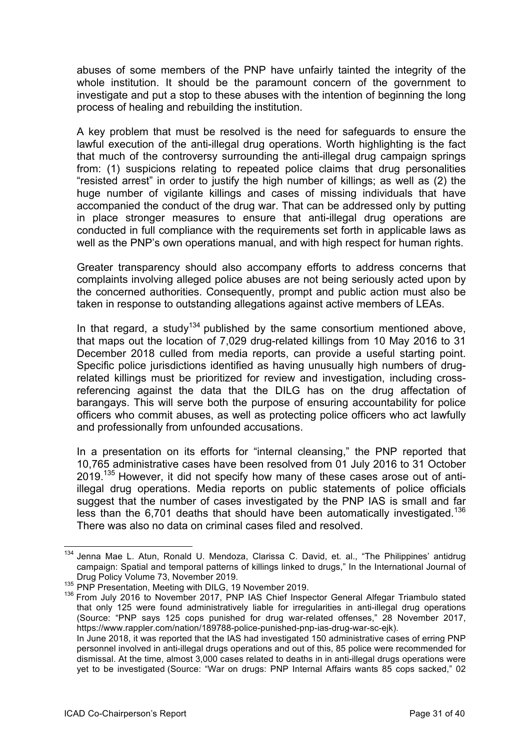abuses of some members of the PNP have unfairly tainted the integrity of the whole institution. It should be the paramount concern of the government to investigate and put a stop to these abuses with the intention of beginning the long process of healing and rebuilding the institution.

A key problem that must be resolved is the need for safeguards to ensure the lawful execution of the anti-illegal drug operations. Worth highlighting is the fact that much of the controversy surrounding the anti-illegal drug campaign springs from: (1) suspicions relating to repeated police claims that drug personalities "resisted arrest" in order to justify the high number of killings; as well as (2) the huge number of vigilante killings and cases of missing individuals that have accompanied the conduct of the drug war. That can be addressed only by putting in place stronger measures to ensure that anti-illegal drug operations are conducted in full compliance with the requirements set forth in applicable laws as well as the PNP's own operations manual, and with high respect for human rights.

Greater transparency should also accompany efforts to address concerns that complaints involving alleged police abuses are not being seriously acted upon by the concerned authorities. Consequently, prompt and public action must also be taken in response to outstanding allegations against active members of LEAs.

In that regard, a study[134] published by the same consortium mentioned above, that maps out the location of 7,029 drug-related killings from 10 May 2016 to 31 December 2018 culled from media reports, can provide a useful starting point. Specific police jurisdictions identified as having unusually high numbers of drug-related killings must be prioritized for review and investigation, including cross-referencing against the data that the DILG has on the drug affectation of barangays. This will serve both the purpose of ensuring accountability for police officers who commit abuses, as well as protecting police officers who act lawfully and professionally from unfounded accusations.

In a presentation on its efforts for "internal cleansing," the PNP reported that 10,765 administrative cases have been resolved from 01 July 2016 to 31 October 2019.[135] However, it did not specify how many of these cases arose out of anti-illegal drug operations. Media reports on public statements of police officials suggest that the number of cases investigated by the PNP IAS is small and far less than the 6,701 deaths that should have been automatically investigated.[136] There was also no data on criminal cases filed and resolved.

---

[134] Jenna Mae L. Atun, Ronald U. Mendoza, Clarissa C. David, et. al., "The Philippines' antidrug campaign: Spatial and temporal patterns of killings linked to drugs," In the International Journal of Drug Policy Volume 73, November 2019.

[135] PNP Presentation, Meeting with DILG, 19 November 2019.

[136] From July 2016 to November 2017, PNP IAS Chief Inspector General Alfegar Triambulo stated that only 125 were found administratively liable for irregularities in anti-illegal drug operations (Source: "PNP says 125 cops punished for drug war-related offenses," 28 November 2017, https://www.rappler.com/nation/189788-police-punished-pnp-ias-drug-war-sc-ejk).
In June 2018, it was reported that the IAS had investigated 150 administrative cases of erring PNP personnel involved in anti-illegal drugs operations and out of this, 85 police were recommended for dismissal. At the time, almost 3,000 cases related to deaths in in anti-illegal drugs operations were yet to be investigated (Source: "War on drugs: PNP Internal Affairs wants 85 cops sacked," 02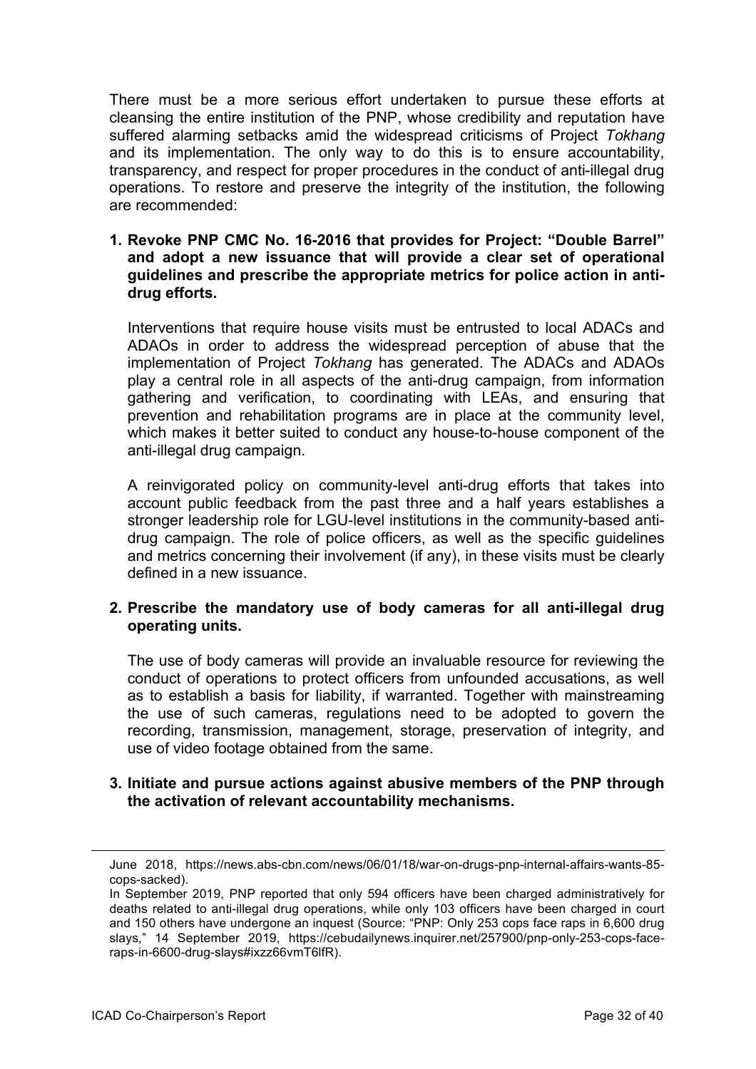There must be a more serious effort undertaken to pursue these efforts at cleansing the entire institution of the PNP, whose credibility and reputation have suffered alarming setbacks amid the widespread criticisms of Project *Tokhang* and its implementation. The only way to do this is to ensure accountability, transparency, and respect for proper procedures in the conduct of anti-illegal drug operations. To restore and preserve the integrity of the institution, the following are recommended:

1. **Revoke PNP CMC No. 16-2016 that provides for Project: "Double Barrel" and adopt a new issuance that will provide a clear set of operational guidelines and prescribe the appropriate metrics for police action in anti-drug efforts.**

   Interventions that require house visits must be entrusted to local ADACs and ADAOs in order to address the widespread perception of abuse that the implementation of Project *Tokhang* has generated. The ADACs and ADAOs play a central role in all aspects of the anti-drug campaign, from information gathering and verification, to coordinating with LEAs, and ensuring that prevention and rehabilitation programs are in place at the community level, which makes it better suited to conduct any house-to-house component of the anti-illegal drug campaign.

   A reinvigorated policy on community-level anti-drug efforts that takes into account public feedback from the past three and a half years establishes a stronger leadership role for LGU-level institutions in the community-based anti-drug campaign. The role of police officers, as well as the specific guidelines and metrics concerning their involvement (if any), in these visits must be clearly defined in a new issuance.

2. **Prescribe the mandatory use of body cameras for all anti-illegal drug operating units.**

   The use of body cameras will provide an invaluable resource for reviewing the conduct of operations to protect officers from unfounded accusations, as well as to establish a basis for liability, if warranted. Together with mainstreaming the use of such cameras, regulations need to be adopted to govern the recording, transmission, management, storage, preservation of integrity, and use of video footage obtained from the same.

3. **Initiate and pursue actions against abusive members of the PNP through the activation of relevant accountability mechanisms.**

---

June 2018, https://news.abs-cbn.com/news/06/01/18/war-on-drugs-pnp-internal-affairs-wants-85-cops-sacked).

In September 2019, PNP reported that only 594 officers have been charged administratively for deaths related to anti-illegal drug operations, while only 103 officers have been charged in court and 150 others have undergone an inquest (Source: "PNP: Only 253 cops face raps in 6,600 drug slays," 14 September 2019, https://cebudailynews.inquirer.net/257900/pnp-only-253-cops-face-raps-in-6600-drug-slays#ixzz66vmT6lfR).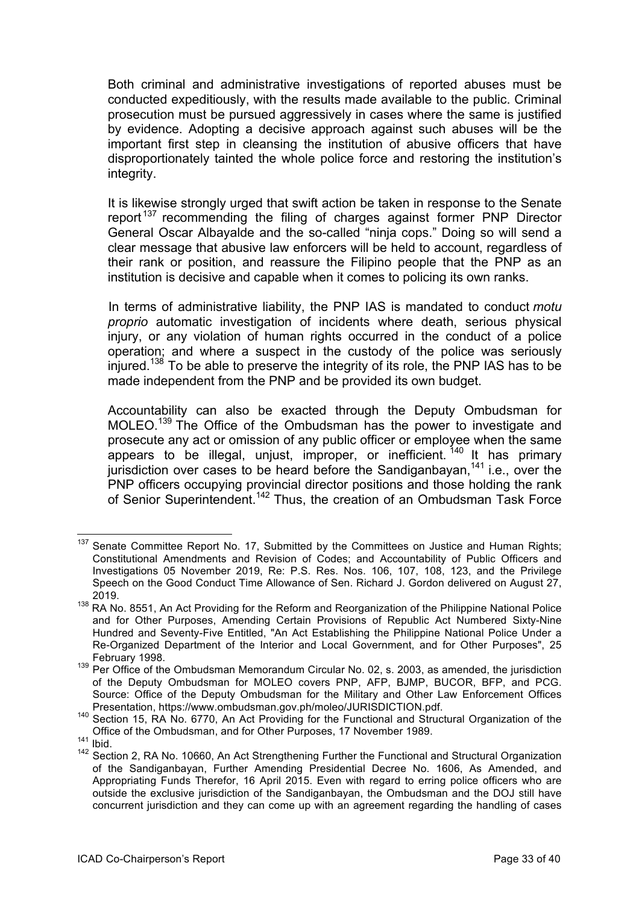Both criminal and administrative investigations of reported abuses must be conducted expeditiously, with the results made available to the public. Criminal prosecution must be pursued aggressively in cases where the same is justified by evidence. Adopting a decisive approach against such abuses will be the important first step in cleansing the institution of abusive officers that have disproportionately tainted the whole police force and restoring the institution's integrity.

It is likewise strongly urged that swift action be taken in response to the Senate report[137] recommending the filing of charges against former PNP Director General Oscar Albayalde and the so-called "ninja cops." Doing so will send a clear message that abusive law enforcers will be held to account, regardless of their rank or position, and reassure the Filipino people that the PNP as an institution is decisive and capable when it comes to policing its own ranks.

In terms of administrative liability, the PNP IAS is mandated to conduct *motu proprio* automatic investigation of incidents where death, serious physical injury, or any violation of human rights occurred in the conduct of a police operation; and where a suspect in the custody of the police was seriously injured.[138] To be able to preserve the integrity of its role, the PNP IAS has to be made independent from the PNP and be provided its own budget.

Accountability can also be exacted through the Deputy Ombudsman for MOLEO.[139] The Office of the Ombudsman has the power to investigate and prosecute any act or omission of any public officer or employee when the same appears to be illegal, unjust, improper, or inefficient.[140] It has primary jurisdiction over cases to be heard before the Sandiganbayan,[141] i.e., over the PNP officers occupying provincial director positions and those holding the rank of Senior Superintendent.[142] Thus, the creation of an Ombudsman Task Force

---

[137] Senate Committee Report No. 17, Submitted by the Committees on Justice and Human Rights; Constitutional Amendments and Revision of Codes; and Accountability of Public Officers and Investigations 05 November 2019, Re: P.S. Res. Nos. 106, 107, 108, 123, and the Privilege Speech on the Good Conduct Time Allowance of Sen. Richard J. Gordon delivered on August 27, 2019.

[138] RA No. 8551, An Act Providing for the Reform and Reorganization of the Philippine National Police and for Other Purposes, Amending Certain Provisions of Republic Act Numbered Sixty-Nine Hundred and Seventy-Five Entitled, "An Act Establishing the Philippine National Police Under a Re-Organized Department of the Interior and Local Government, and for Other Purposes", 25 February 1998.

[139] Per Office of the Ombudsman Memorandum Circular No. 02, s. 2003, as amended, the jurisdiction of the Deputy Ombudsman for MOLEO covers PNP, AFP, BJMP, BUCOR, BFP, and PCG. Source: Office of the Deputy Ombudsman for the Military and Other Law Enforcement Offices Presentation, https://www.ombudsman.gov.ph/moleo/JURISDICTION.pdf.

[140] Section 15, RA No. 6770, An Act Providing for the Functional and Structural Organization of the Office of the Ombudsman, and for Other Purposes, 17 November 1989.

[141] Ibid.

[142] Section 2, RA No. 10660, An Act Strengthening Further the Functional and Structural Organization of the Sandiganbayan, Further Amending Presidential Decree No. 1606, As Amended, and Appropriating Funds Therefor, 16 April 2015. Even with regard to erring police officers who are outside the exclusive jurisdiction of the Sandiganbayan, the Ombudsman and the DOJ still have concurrent jurisdiction and they can come up with an agreement regarding the handling of cases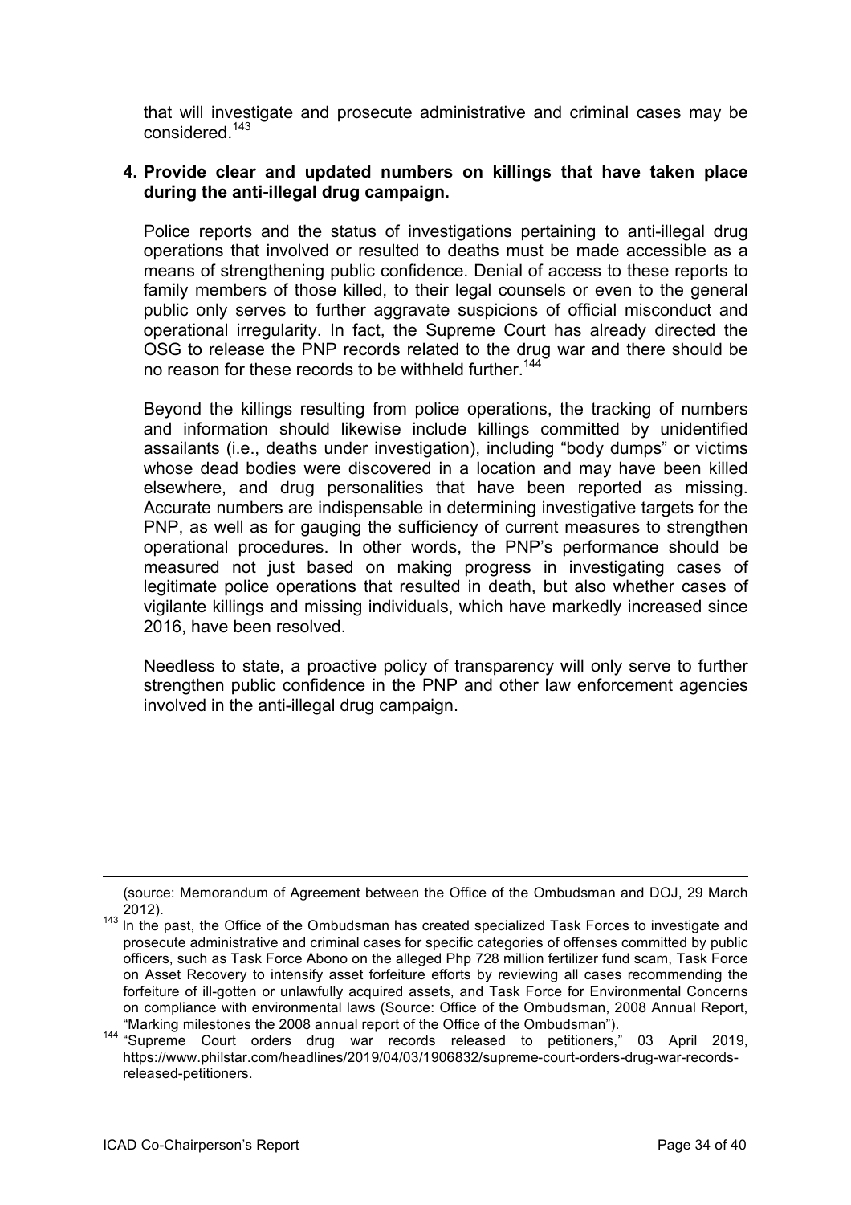that will investigate and prosecute administrative and criminal cases may be considered.[143]

**4. Provide clear and updated numbers on killings that have taken place during the anti-illegal drug campaign.**

Police reports and the status of investigations pertaining to anti-illegal drug operations that involved or resulted to deaths must be made accessible as a means of strengthening public confidence. Denial of access to these reports to family members of those killed, to their legal counsels or even to the general public only serves to further aggravate suspicions of official misconduct and operational irregularity. In fact, the Supreme Court has already directed the OSG to release the PNP records related to the drug war and there should be no reason for these records to be withheld further.[144]

Beyond the killings resulting from police operations, the tracking of numbers and information should likewise include killings committed by unidentified assailants (i.e., deaths under investigation), including "body dumps" or victims whose dead bodies were discovered in a location and may have been killed elsewhere, and drug personalities that have been reported as missing. Accurate numbers are indispensable in determining investigative targets for the PNP, as well as for gauging the sufficiency of current measures to strengthen operational procedures. In other words, the PNP's performance should be measured not just based on making progress in investigating cases of legitimate police operations that resulted in death, but also whether cases of vigilante killings and missing individuals, which have markedly increased since 2016, have been resolved.

Needless to state, a proactive policy of transparency will only serve to further strengthen public confidence in the PNP and other law enforcement agencies involved in the anti-illegal drug campaign.

---

(source: Memorandum of Agreement between the Office of the Ombudsman and DOJ, 29 March 2012).

[143] In the past, the Office of the Ombudsman has created specialized Task Forces to investigate and prosecute administrative and criminal cases for specific categories of offenses committed by public officers, such as Task Force Abono on the alleged Php 728 million fertilizer fund scam, Task Force on Asset Recovery to intensify asset forfeiture efforts by reviewing all cases recommending the forfeiture of ill-gotten or unlawfully acquired assets, and Task Force for Environmental Concerns on compliance with environmental laws (Source: Office of the Ombudsman, 2008 Annual Report, "Marking milestones the 2008 annual report of the Office of the Ombudsman").

[144] "Supreme Court orders drug war records released to petitioners," 03 April 2019, https://www.philstar.com/headlines/2019/04/03/1906832/supreme-court-orders-drug-war-records-released-petitioners.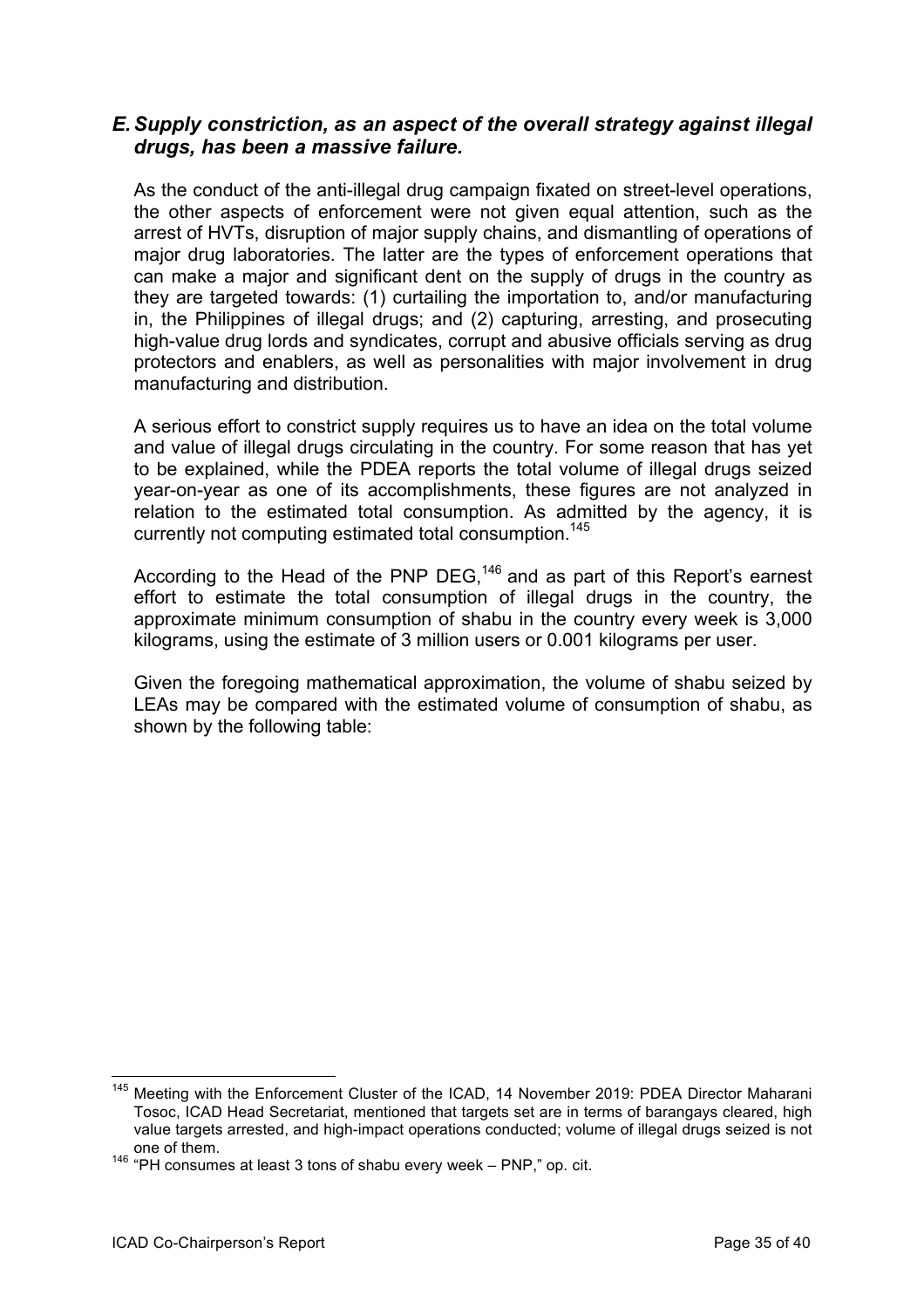### *E. Supply constriction, as an aspect of the overall strategy against illegal drugs, has been a massive failure.*

As the conduct of the anti-illegal drug campaign fixated on street-level operations, the other aspects of enforcement were not given equal attention, such as the arrest of HVTs, disruption of major supply chains, and dismantling of operations of major drug laboratories. The latter are the types of enforcement operations that can make a major and significant dent on the supply of drugs in the country as they are targeted towards: (1) curtailing the importation to, and/or manufacturing in, the Philippines of illegal drugs; and (2) capturing, arresting, and prosecuting high-value drug lords and syndicates, corrupt and abusive officials serving as drug protectors and enablers, as well as personalities with major involvement in drug manufacturing and distribution.

A serious effort to constrict supply requires us to have an idea on the total volume and value of illegal drugs circulating in the country. For some reason that has yet to be explained, while the PDEA reports the total volume of illegal drugs seized year-on-year as one of its accomplishments, these figures are not analyzed in relation to the estimated total consumption. As admitted by the agency, it is currently not computing estimated total consumption.[145]

According to the Head of the PNP DEG,[146] and as part of this Report's earnest effort to estimate the total consumption of illegal drugs in the country, the approximate minimum consumption of shabu in the country every week is 3,000 kilograms, using the estimate of 3 million users or 0.001 kilograms per user.

Given the foregoing mathematical approximation, the volume of shabu seized by LEAs may be compared with the estimated volume of consumption of shabu, as shown by the following table:

---

[145] Meeting with the Enforcement Cluster of the ICAD, 14 November 2019: PDEA Director Maharani Tosoc, ICAD Head Secretariat, mentioned that targets set are in terms of barangays cleared, high value targets arrested, and high-impact operations conducted; volume of illegal drugs seized is not one of them.

[146] "PH consumes at least 3 tons of shabu every week – PNP," op. cit.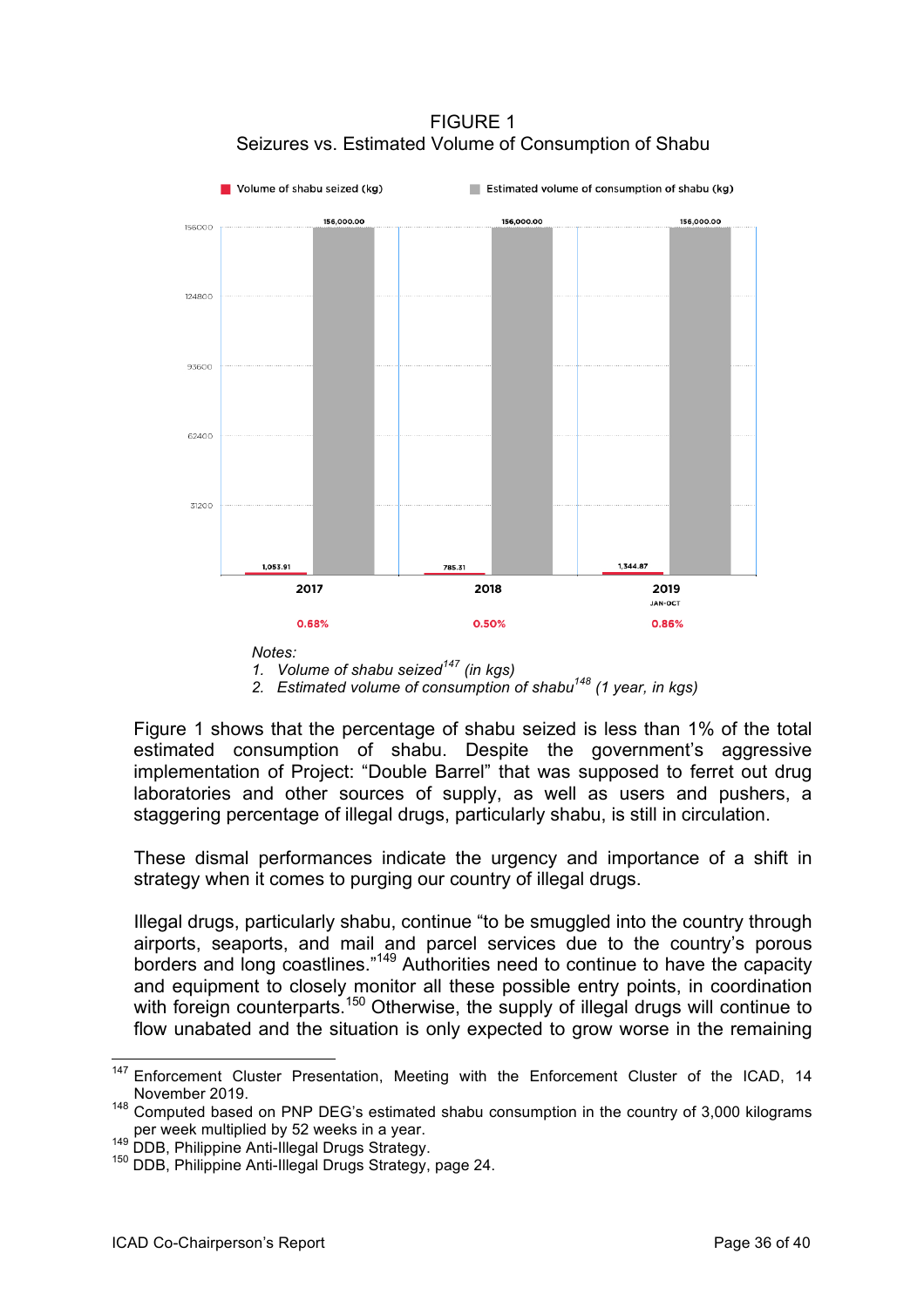FIGURE 1

Seizures vs. Estimated Volume of Consumption of Shabu

| Year | Volume of shabu seized (kg) | Estimated volume of consumption of shabu (kg) | Percentage |
|---|---|---|---|
| 2017 | 1,053.91 | 156,000.00 | 0.68% |
| 2018 | 785.31 | 156,000.00 | 0.50% |
| 2019 JAN-OCT | 1,344.87 | 156,000.00 | 0.86% |

*Notes:*

1. *Volume of shabu seized*[147] *(in kgs)*
2. *Estimated volume of consumption of shabu*[148] *(1 year, in kgs)*

Figure 1 shows that the percentage of shabu seized is less than 1% of the total estimated consumption of shabu. Despite the government's aggressive implementation of Project: "Double Barrel" that was supposed to ferret out drug laboratories and other sources of supply, as well as users and pushers, a staggering percentage of illegal drugs, particularly shabu, is still in circulation.

These dismal performances indicate the urgency and importance of a shift in strategy when it comes to purging our country of illegal drugs.

Illegal drugs, particularly shabu, continue "to be smuggled into the country through airports, seaports, and mail and parcel services due to the country's porous borders and long coastlines."[149] Authorities need to continue to have the capacity and equipment to closely monitor all these possible entry points, in coordination with foreign counterparts.[150] Otherwise, the supply of illegal drugs will continue to flow unabated and the situation is only expected to grow worse in the remaining

---

[147] Enforcement Cluster Presentation, Meeting with the Enforcement Cluster of the ICAD, 14 November 2019.

[148] Computed based on PNP DEG's estimated shabu consumption in the country of 3,000 kilograms per week multiplied by 52 weeks in a year.

[149] DDB, Philippine Anti-Illegal Drugs Strategy.

[150] DDB, Philippine Anti-Illegal Drugs Strategy, page 24.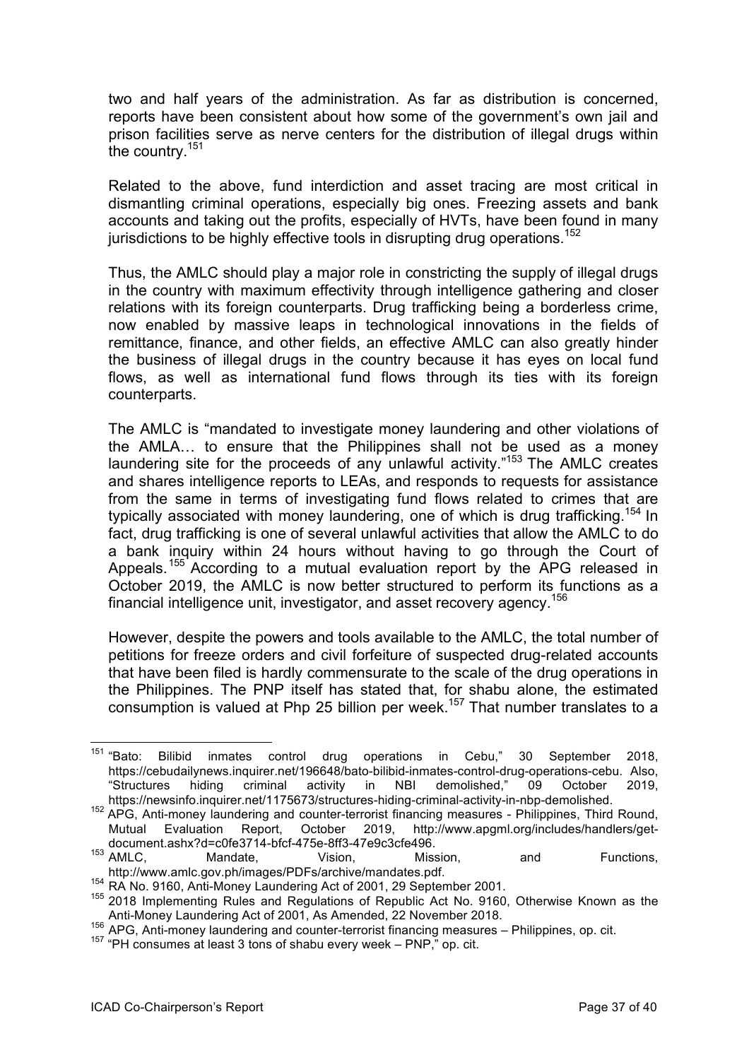two and half years of the administration. As far as distribution is concerned, reports have been consistent about how some of the government's own jail and prison facilities serve as nerve centers for the distribution of illegal drugs within the country.[151]

Related to the above, fund interdiction and asset tracing are most critical in dismantling criminal operations, especially big ones. Freezing assets and bank accounts and taking out the profits, especially of HVTs, have been found in many jurisdictions to be highly effective tools in disrupting drug operations.[152]

Thus, the AMLC should play a major role in constricting the supply of illegal drugs in the country with maximum effectivity through intelligence gathering and closer relations with its foreign counterparts. Drug trafficking being a borderless crime, now enabled by massive leaps in technological innovations in the fields of remittance, finance, and other fields, an effective AMLC can also greatly hinder the business of illegal drugs in the country because it has eyes on local fund flows, as well as international fund flows through its ties with its foreign counterparts.

The AMLC is "mandated to investigate money laundering and other violations of the AMLA… to ensure that the Philippines shall not be used as a money laundering site for the proceeds of any unlawful activity."[153] The AMLC creates and shares intelligence reports to LEAs, and responds to requests for assistance from the same in terms of investigating fund flows related to crimes that are typically associated with money laundering, one of which is drug trafficking.[154] In fact, drug trafficking is one of several unlawful activities that allow the AMLC to do a bank inquiry within 24 hours without having to go through the Court of Appeals.[155] According to a mutual evaluation report by the APG released in October 2019, the AMLC is now better structured to perform its functions as a financial intelligence unit, investigator, and asset recovery agency.[156]

However, despite the powers and tools available to the AMLC, the total number of petitions for freeze orders and civil forfeiture of suspected drug-related accounts that have been filed is hardly commensurate to the scale of the drug operations in the Philippines. The PNP itself has stated that, for shabu alone, the estimated consumption is valued at Php 25 billion per week.[157] That number translates to a

---

[151] "Bato: Bilibid inmates control drug operations in Cebu," 30 September 2018, https://cebudailynews.inquirer.net/196648/bato-bilibid-inmates-control-drug-operations-cebu. Also, "Structures hiding criminal activity in NBI demolished," 09 October 2019, https://newsinfo.inquirer.net/1175673/structures-hiding-criminal-activity-in-nbp-demolished.

[152] APG, Anti-money laundering and counter-terrorist financing measures - Philippines, Third Round, Mutual Evaluation Report, October 2019, http://www.apgml.org/includes/handlers/get-document.ashx?d=c0fe3714-bfcf-475e-8ff3-47e9c3cfe496.

[153] AMLC, Mandate, Vision, Mission, and Functions, http://www.amlc.gov.ph/images/PDFs/archive/mandates.pdf.

[154] RA No. 9160, Anti-Money Laundering Act of 2001, 29 September 2001.

[155] 2018 Implementing Rules and Regulations of Republic Act No. 9160, Otherwise Known as the Anti-Money Laundering Act of 2001, As Amended, 22 November 2018.

[156] APG, Anti-money laundering and counter-terrorist financing measures – Philippines, op. cit.

[157] "PH consumes at least 3 tons of shabu every week – PNP," op. cit.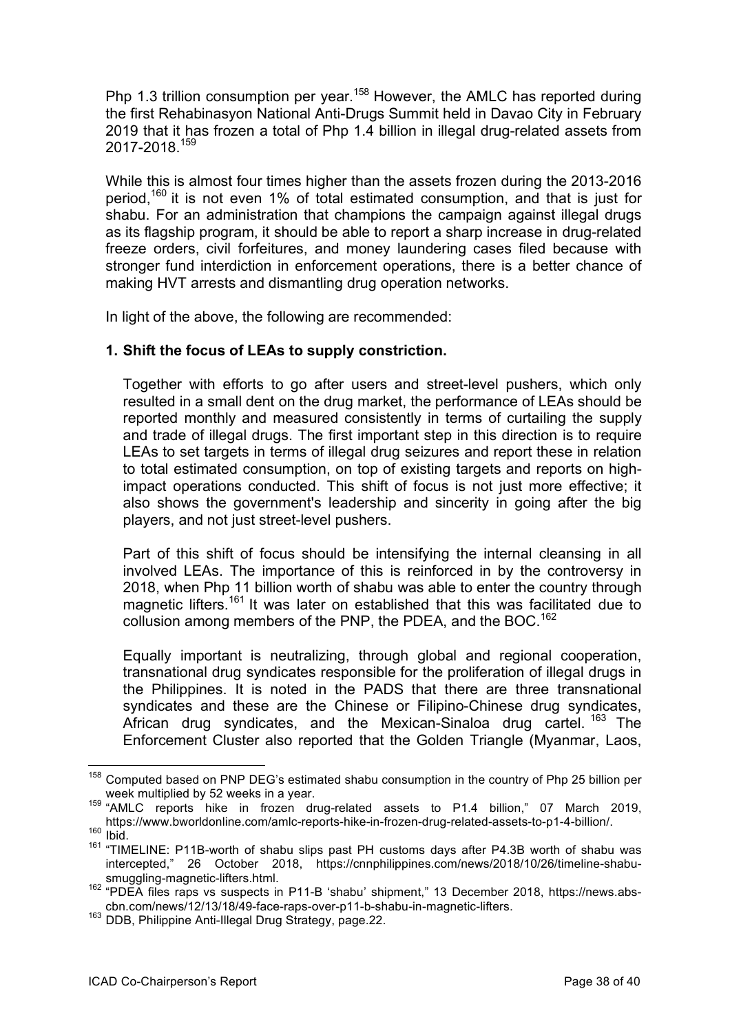Php 1.3 trillion consumption per year.[158] However, the AMLC has reported during the first Rehabinasyon National Anti-Drugs Summit held in Davao City in February 2019 that it has frozen a total of Php 1.4 billion in illegal drug-related assets from 2017-2018.[159]

While this is almost four times higher than the assets frozen during the 2013-2016 period,[160] it is not even 1% of total estimated consumption, and that is just for shabu. For an administration that champions the campaign against illegal drugs as its flagship program, it should be able to report a sharp increase in drug-related freeze orders, civil forfeitures, and money laundering cases filed because with stronger fund interdiction in enforcement operations, there is a better chance of making HVT arrests and dismantling drug operation networks.

In light of the above, the following are recommended:

**1. Shift the focus of LEAs to supply constriction.**

Together with efforts to go after users and street-level pushers, which only resulted in a small dent on the drug market, the performance of LEAs should be reported monthly and measured consistently in terms of curtailing the supply and trade of illegal drugs. The first important step in this direction is to require LEAs to set targets in terms of illegal drug seizures and report these in relation to total estimated consumption, on top of existing targets and reports on high-impact operations conducted. This shift of focus is not just more effective; it also shows the government's leadership and sincerity in going after the big players, and not just street-level pushers.

Part of this shift of focus should be intensifying the internal cleansing in all involved LEAs. The importance of this is reinforced in by the controversy in 2018, when Php 11 billion worth of shabu was able to enter the country through magnetic lifters.[161] It was later on established that this was facilitated due to collusion among members of the PNP, the PDEA, and the BOC.[162]

Equally important is neutralizing, through global and regional cooperation, transnational drug syndicates responsible for the proliferation of illegal drugs in the Philippines. It is noted in the PADS that there are three transnational syndicates and these are the Chinese or Filipino-Chinese drug syndicates, African drug syndicates, and the Mexican-Sinaloa drug cartel.[163] The Enforcement Cluster also reported that the Golden Triangle (Myanmar, Laos,

---

[158] Computed based on PNP DEG's estimated shabu consumption in the country of Php 25 billion per week multiplied by 52 weeks in a year.

[159] "AMLC reports hike in frozen drug-related assets to P1.4 billion," 07 March 2019, https://www.bworldonline.com/amlc-reports-hike-in-frozen-drug-related-assets-to-p1-4-billion/.

[160] Ibid.

[161] "TIMELINE: P11B-worth of shabu slips past PH customs days after P4.3B worth of shabu was intercepted," 26 October 2018, https://cnnphilippines.com/news/2018/10/26/timeline-shabu-smuggling-magnetic-lifters.html.

[162] "PDEA files raps vs suspects in P11-B 'shabu' shipment," 13 December 2018, https://news.abs-cbn.com/news/12/13/18/49-face-raps-over-p11-b-shabu-in-magnetic-lifters.

[163] DDB, Philippine Anti-Illegal Drug Strategy, page.22.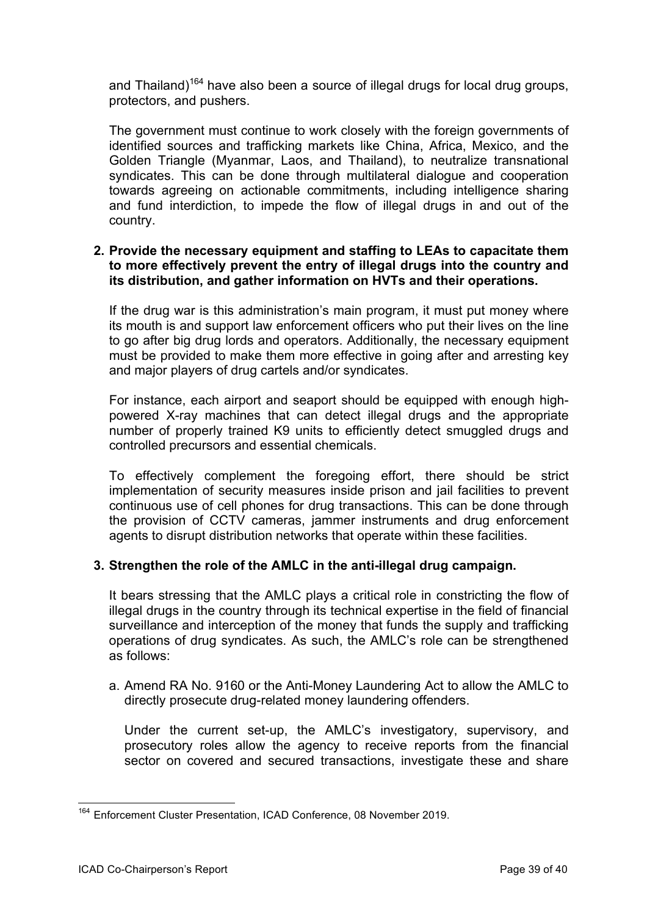and Thailand)[164] have also been a source of illegal drugs for local drug groups, protectors, and pushers.

The government must continue to work closely with the foreign governments of identified sources and trafficking markets like China, Africa, Mexico, and the Golden Triangle (Myanmar, Laos, and Thailand), to neutralize transnational syndicates. This can be done through multilateral dialogue and cooperation towards agreeing on actionable commitments, including intelligence sharing and fund interdiction, to impede the flow of illegal drugs in and out of the country.

**2. Provide the necessary equipment and staffing to LEAs to capacitate them to more effectively prevent the entry of illegal drugs into the country and its distribution, and gather information on HVTs and their operations.**

If the drug war is this administration's main program, it must put money where its mouth is and support law enforcement officers who put their lives on the line to go after big drug lords and operators. Additionally, the necessary equipment must be provided to make them more effective in going after and arresting key and major players of drug cartels and/or syndicates.

For instance, each airport and seaport should be equipped with enough high-powered X-ray machines that can detect illegal drugs and the appropriate number of properly trained K9 units to efficiently detect smuggled drugs and controlled precursors and essential chemicals.

To effectively complement the foregoing effort, there should be strict implementation of security measures inside prison and jail facilities to prevent continuous use of cell phones for drug transactions. This can be done through the provision of CCTV cameras, jammer instruments and drug enforcement agents to disrupt distribution networks that operate within these facilities.

**3. Strengthen the role of the AMLC in the anti-illegal drug campaign.**

It bears stressing that the AMLC plays a critical role in constricting the flow of illegal drugs in the country through its technical expertise in the field of financial surveillance and interception of the money that funds the supply and trafficking operations of drug syndicates. As such, the AMLC's role can be strengthened as follows:

a. Amend RA No. 9160 or the Anti-Money Laundering Act to allow the AMLC to directly prosecute drug-related money laundering offenders.

   Under the current set-up, the AMLC's investigatory, supervisory, and prosecutory roles allow the agency to receive reports from the financial sector on covered and secured transactions, investigate these and share

---

[164] Enforcement Cluster Presentation, ICAD Conference, 08 November 2019.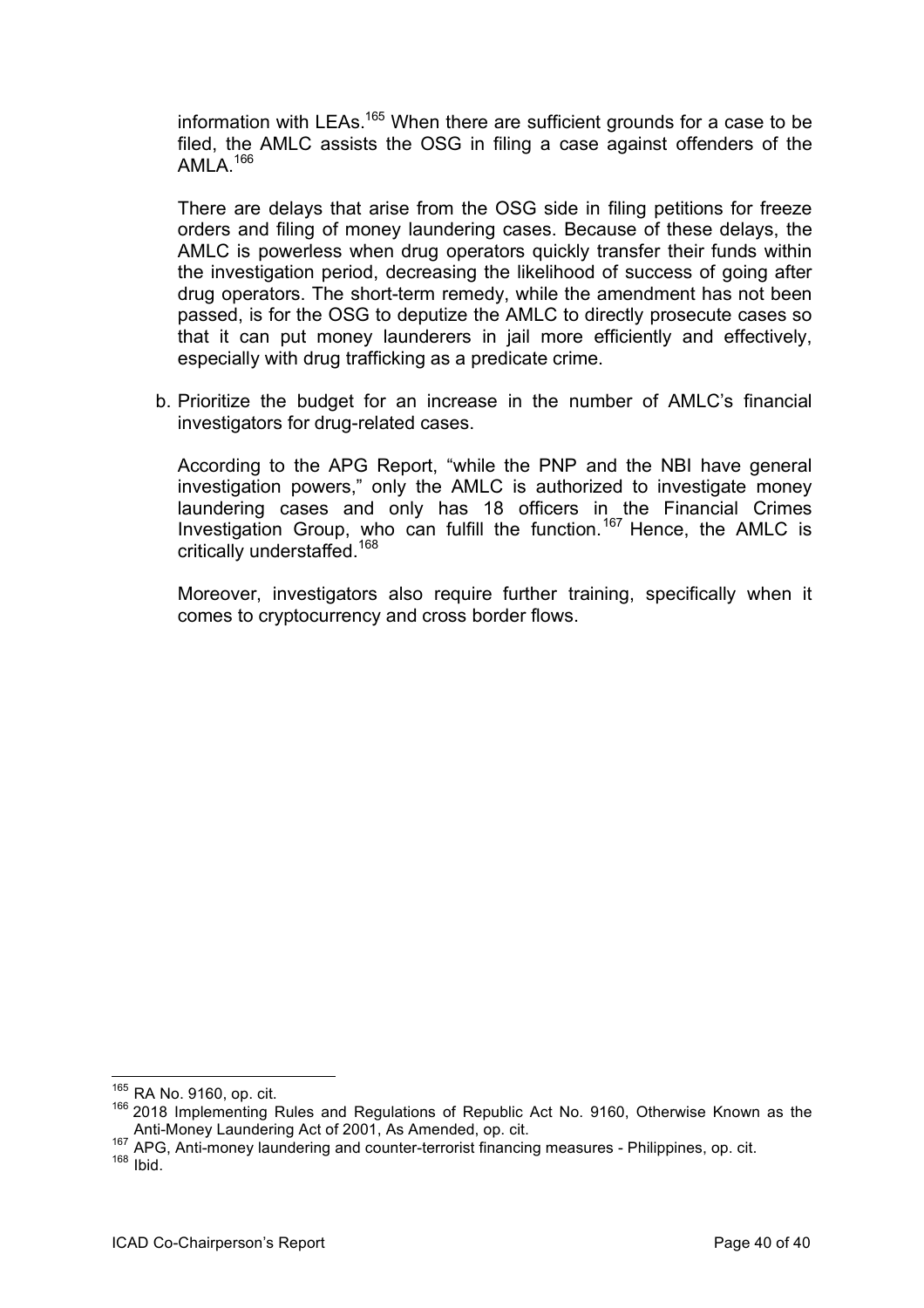information with LEAs.[165] When there are sufficient grounds for a case to be filed, the AMLC assists the OSG in filing a case against offenders of the AMLA.[166]

There are delays that arise from the OSG side in filing petitions for freeze orders and filing of money laundering cases. Because of these delays, the AMLC is powerless when drug operators quickly transfer their funds within the investigation period, decreasing the likelihood of success of going after drug operators. The short-term remedy, while the amendment has not been passed, is for the OSG to deputize the AMLC to directly prosecute cases so that it can put money launderers in jail more efficiently and effectively, especially with drug trafficking as a predicate crime.

b. Prioritize the budget for an increase in the number of AMLC's financial investigators for drug-related cases.

According to the APG Report, "while the PNP and the NBI have general investigation powers," only the AMLC is authorized to investigate money laundering cases and only has 18 officers in the Financial Crimes Investigation Group, who can fulfill the function.[167] Hence, the AMLC is critically understaffed.[168]

Moreover, investigators also require further training, specifically when it comes to cryptocurrency and cross border flows.

---

[165] RA No. 9160, op. cit.

[166] 2018 Implementing Rules and Regulations of Republic Act No. 9160, Otherwise Known as the Anti-Money Laundering Act of 2001, As Amended, op. cit.

[167] APG, Anti-money laundering and counter-terrorist financing measures - Philippines, op. cit.

[168] Ibid.